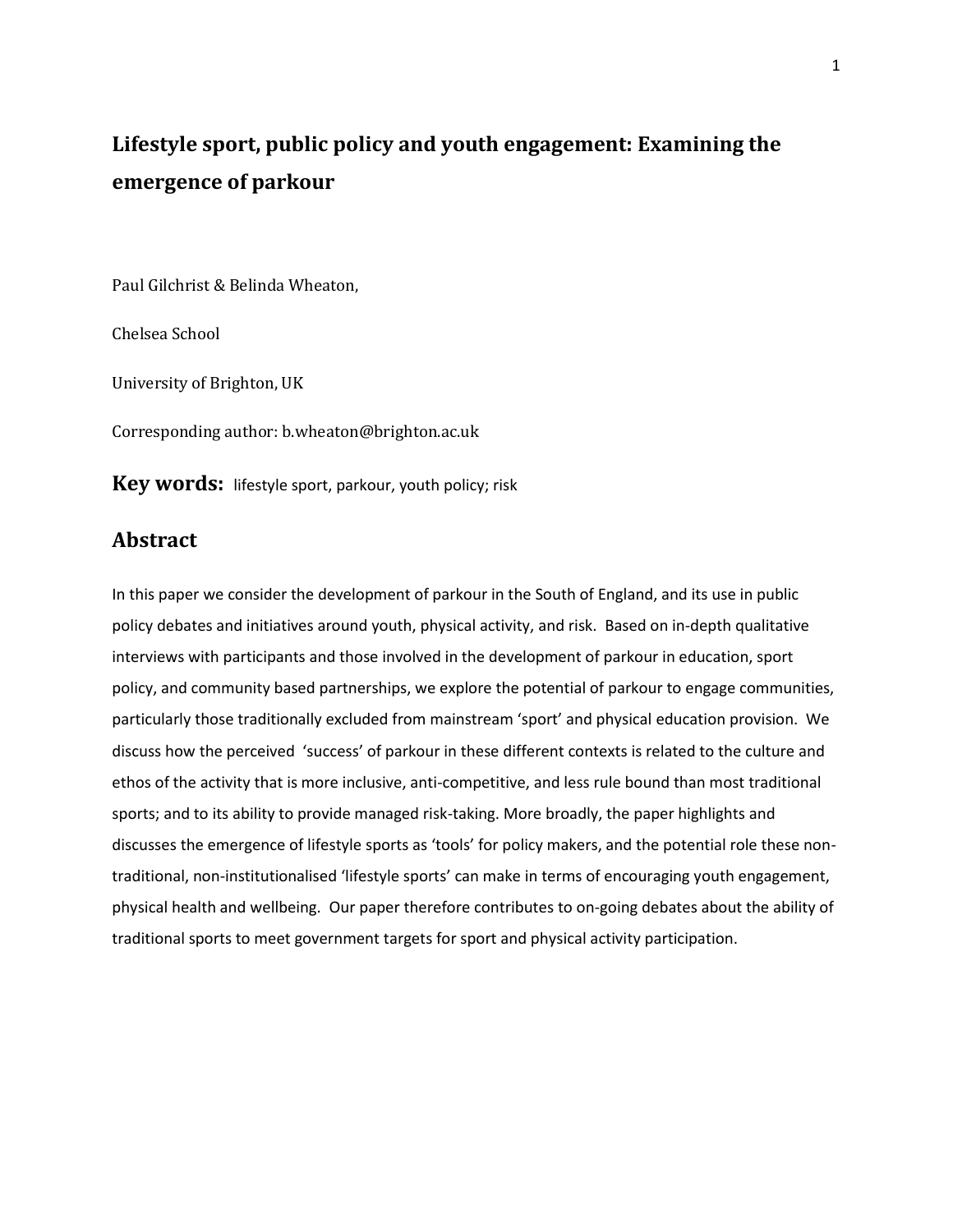# Lifestyle sport, public policy and youth engagement: Examining the emergence of parkour

Paul Gilchrist & Belinda Wheaton,

Chelsea School

University of Brighton, UK

Corresponding author: b.wheaton@brighton.ac.uk

**Key words:** lifestyle sport, parkour, youth policy; risk

## Abstract

In this paper we consider the development of parkour in the South of England, and its use in public policy debates and initiatives around youth, physical activity, and risk. Based on in-depth qualitative interviews with participants and those involved in the development of parkour in education, sport policy, and community based partnerships, we explore the potential of parkour to engage communities, particularly those traditionally excluded from mainstream 'sport' and physical education provision. We discuss how the perceived 'success' of parkour in these different contexts is related to the culture and ethos of the activity that is more inclusive, anti-competitive, and less rule bound than most traditional sports; and to its ability to provide managed risk-taking. More broadly, the paper highlights and discusses the emergence of lifestyle sports as 'tools' for policy makers, and the potential role these non-traditional, non-institutionalised 'lifestyle sports' can make in terms of encouraging youth engagement, physical health and wellbeing. Our paper therefore contributes to on-going debates about the ability of traditional sports to meet government targets for sport and physical activity participation.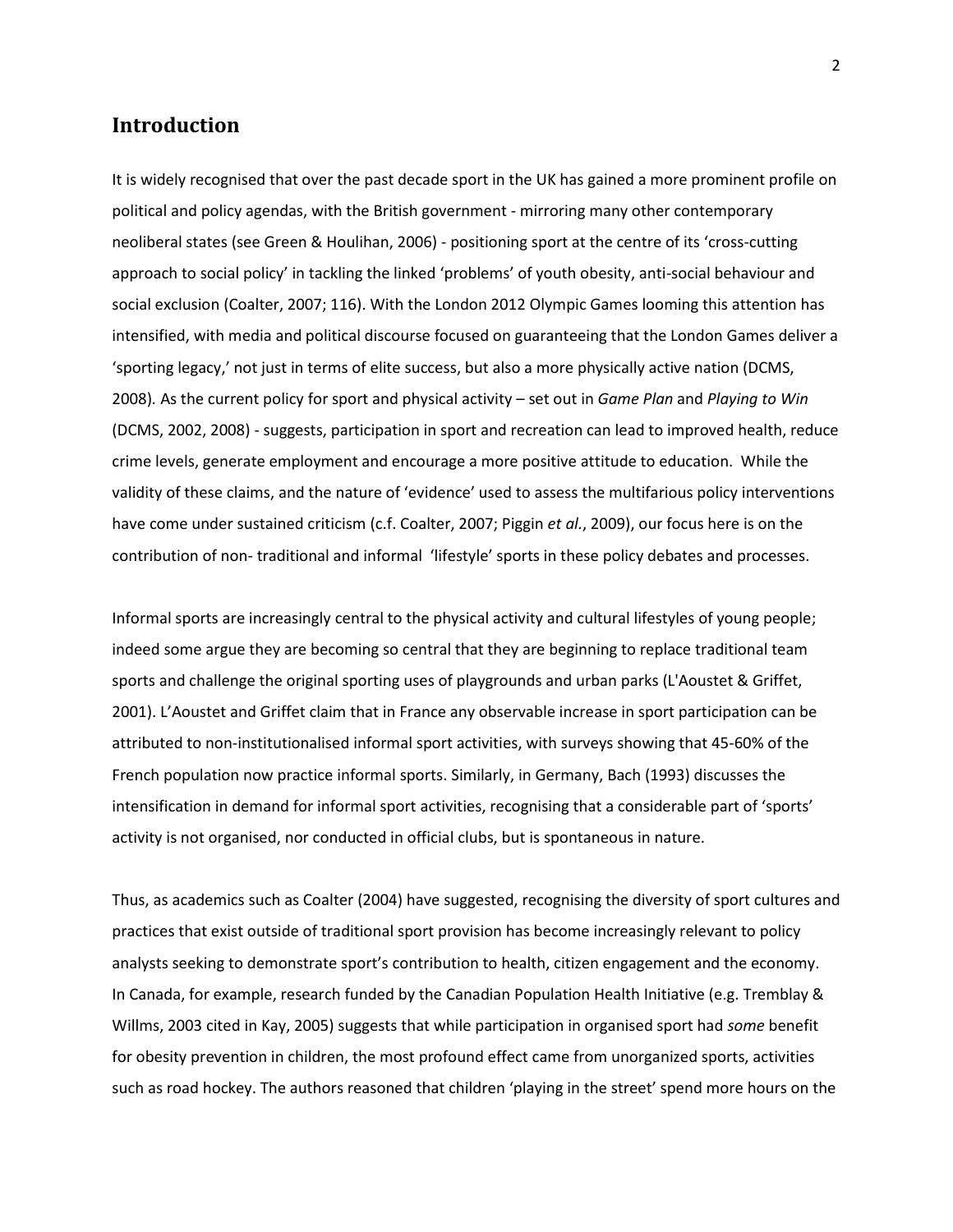## Introduction

It is widely recognised that over the past decade sport in the UK has gained a more prominent profile on political and policy agendas, with the British government - mirroring many other contemporary neoliberal states (see Green & Houlihan, 2006) - positioning sport at the centre of its 'cross-cutting approach to social policy' in tackling the linked 'problems' of youth obesity, anti-social behaviour and social exclusion (Coalter, 2007; 116). With the London 2012 Olympic Games looming this attention has intensified, with media and political discourse focused on guaranteeing that the London Games deliver a 'sporting legacy,' not just in terms of elite success, but also a more physically active nation (DCMS, 2008). As the current policy for sport and physical activity – set out in *Game Plan* and *Playing to Win* (DCMS, 2002, 2008) - suggests, participation in sport and recreation can lead to improved health, reduce crime levels, generate employment and encourage a more positive attitude to education. While the validity of these claims, and the nature of 'evidence' used to assess the multifarious policy interventions have come under sustained criticism (c.f. Coalter, 2007; Piggin *et al.*, 2009), our focus here is on the contribution of non- traditional and informal 'lifestyle' sports in these policy debates and processes.

Informal sports are increasingly central to the physical activity and cultural lifestyles of young people; indeed some argue they are becoming so central that they are beginning to replace traditional team sports and challenge the original sporting uses of playgrounds and urban parks (L'Aoustet & Griffet, 2001). L'Aoustet and Griffet claim that in France any observable increase in sport participation can be attributed to non-institutionalised informal sport activities, with surveys showing that 45-60% of the French population now practice informal sports. Similarly, in Germany, Bach (1993) discusses the intensification in demand for informal sport activities, recognising that a considerable part of 'sports' activity is not organised, nor conducted in official clubs, but is spontaneous in nature.

Thus, as academics such as Coalter (2004) have suggested, recognising the diversity of sport cultures and practices that exist outside of traditional sport provision has become increasingly relevant to policy analysts seeking to demonstrate sport's contribution to health, citizen engagement and the economy. In Canada, for example, research funded by the Canadian Population Health Initiative (e.g. Tremblay & Willms, 2003 cited in Kay, 2005) suggests that while participation in organised sport had *some* benefit for obesity prevention in children, the most profound effect came from unorganized sports, activities such as road hockey. The authors reasoned that children 'playing in the street' spend more hours on the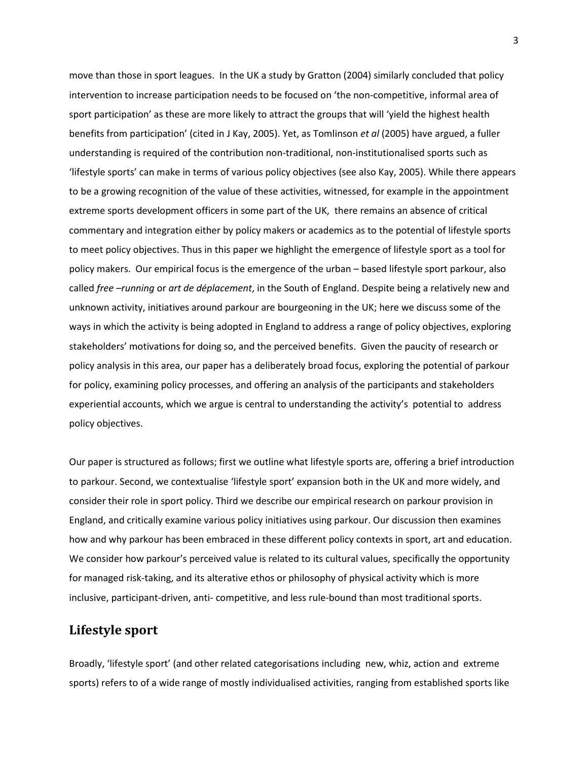move than those in sport leagues. In the UK a study by Gratton (2004) similarly concluded that policy intervention to increase participation needs to be focused on 'the non-competitive, informal area of sport participation' as these are more likely to attract the groups that will 'yield the highest health benefits from participation' (cited in J Kay, 2005). Yet, as Tomlinson *et al* (2005) have argued, a fuller understanding is required of the contribution non-traditional, non-institutionalised sports such as 'lifestyle sports' can make in terms of various policy objectives (see also Kay, 2005). While there appears to be a growing recognition of the value of these activities, witnessed, for example in the appointment extreme sports development officers in some part of the UK, there remains an absence of critical commentary and integration either by policy makers or academics as to the potential of lifestyle sports to meet policy objectives. Thus in this paper we highlight the emergence of lifestyle sport as a tool for policy makers. Our empirical focus is the emergence of the urban – based lifestyle sport parkour, also called *free –running* or *art de déplacement*, in the South of England. Despite being a relatively new and unknown activity, initiatives around parkour are bourgeoning in the UK; here we discuss some of the ways in which the activity is being adopted in England to address a range of policy objectives, exploring stakeholders' motivations for doing so, and the perceived benefits. Given the paucity of research or policy analysis in this area, our paper has a deliberately broad focus, exploring the potential of parkour for policy, examining policy processes, and offering an analysis of the participants and stakeholders experiential accounts, which we argue is central to understanding the activity's potential to address policy objectives.

Our paper is structured as follows; first we outline what lifestyle sports are, offering a brief introduction to parkour. Second, we contextualise 'lifestyle sport' expansion both in the UK and more widely, and consider their role in sport policy. Third we describe our empirical research on parkour provision in England, and critically examine various policy initiatives using parkour. Our discussion then examines how and why parkour has been embraced in these different policy contexts in sport, art and education. We consider how parkour's perceived value is related to its cultural values, specifically the opportunity for managed risk-taking, and its alterative ethos or philosophy of physical activity which is more inclusive, participant-driven, anti- competitive, and less rule-bound than most traditional sports.

## Lifestyle sport

Broadly, 'lifestyle sport' (and other related categorisations including new, whiz, action and extreme sports) refers to of a wide range of mostly individualised activities, ranging from established sports like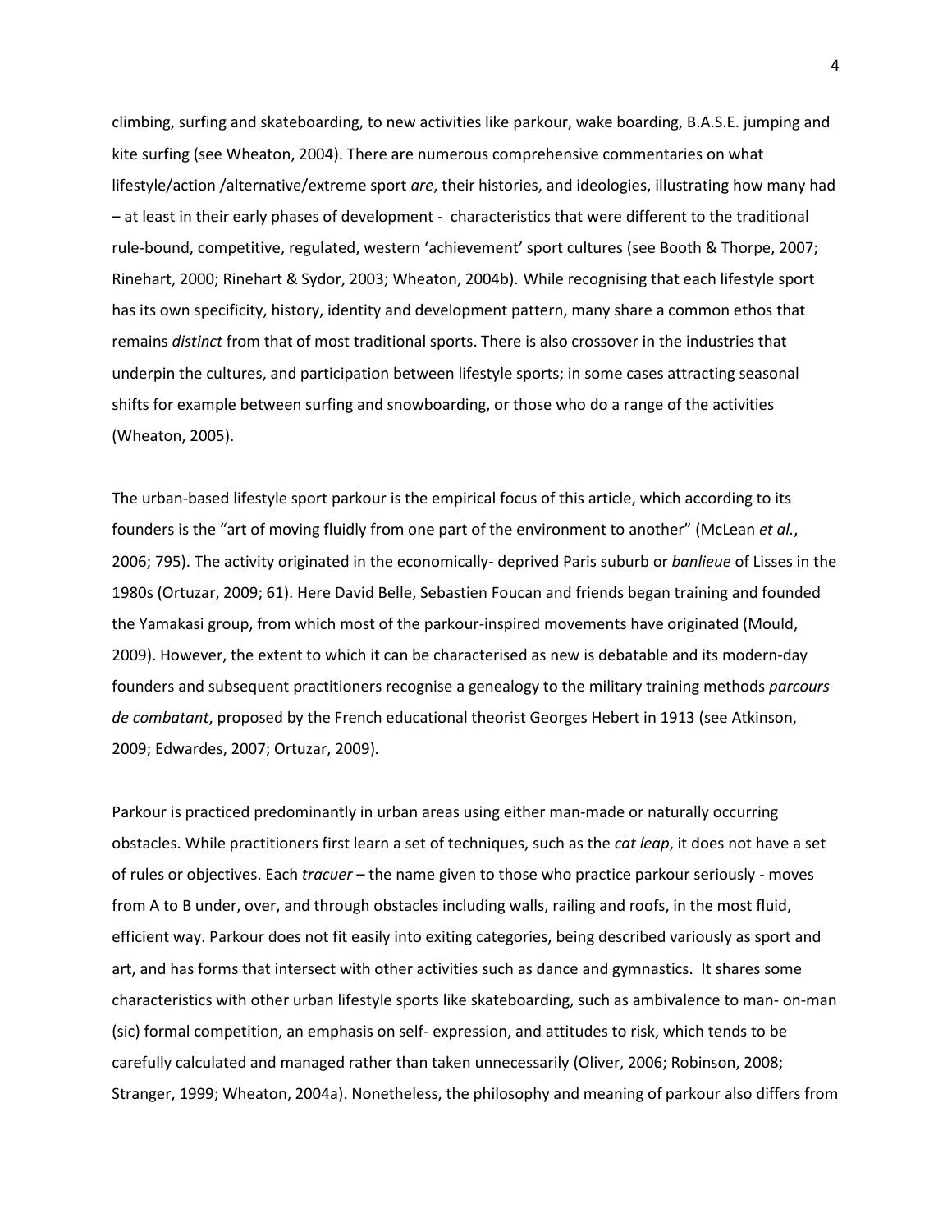climbing, surfing and skateboarding, to new activities like parkour, wake boarding, B.A.S.E. jumping and kite surfing (see Wheaton, 2004). There are numerous comprehensive commentaries on what lifestyle/action /alternative/extreme sport *are*, their histories, and ideologies, illustrating how many had – at least in their early phases of development - characteristics that were different to the traditional rule-bound, competitive, regulated, western 'achievement' sport cultures (see Booth & Thorpe, 2007; Rinehart, 2000; Rinehart & Sydor, 2003; Wheaton, 2004b). While recognising that each lifestyle sport has its own specificity, history, identity and development pattern, many share a common ethos that remains *distinct* from that of most traditional sports. There is also crossover in the industries that underpin the cultures, and participation between lifestyle sports; in some cases attracting seasonal shifts for example between surfing and snowboarding, or those who do a range of the activities (Wheaton, 2005).

The urban-based lifestyle sport parkour is the empirical focus of this article, which according to its founders is the "art of moving fluidly from one part of the environment to another" (McLean *et al.*, 2006; 795). The activity originated in the economically- deprived Paris suburb or *banlieue* of Lisses in the 1980s (Ortuzar, 2009; 61). Here David Belle, Sebastien Foucan and friends began training and founded the Yamakasi group, from which most of the parkour-inspired movements have originated (Mould, 2009). However, the extent to which it can be characterised as new is debatable and its modern-day founders and subsequent practitioners recognise a genealogy to the military training methods *parcours de combatant*, proposed by the French educational theorist Georges Hebert in 1913 (see Atkinson, 2009; Edwardes, 2007; Ortuzar, 2009).

Parkour is practiced predominantly in urban areas using either man-made or naturally occurring obstacles. While practitioners first learn a set of techniques, such as the *cat leap*, it does not have a set of rules or objectives. Each *tracuer* – the name given to those who practice parkour seriously - moves from A to B under, over, and through obstacles including walls, railing and roofs, in the most fluid, efficient way. Parkour does not fit easily into exiting categories, being described variously as sport and art, and has forms that intersect with other activities such as dance and gymnastics. It shares some characteristics with other urban lifestyle sports like skateboarding, such as ambivalence to man- on-man (sic) formal competition, an emphasis on self- expression, and attitudes to risk, which tends to be carefully calculated and managed rather than taken unnecessarily (Oliver, 2006; Robinson, 2008; Stranger, 1999; Wheaton, 2004a). Nonetheless, the philosophy and meaning of parkour also differs from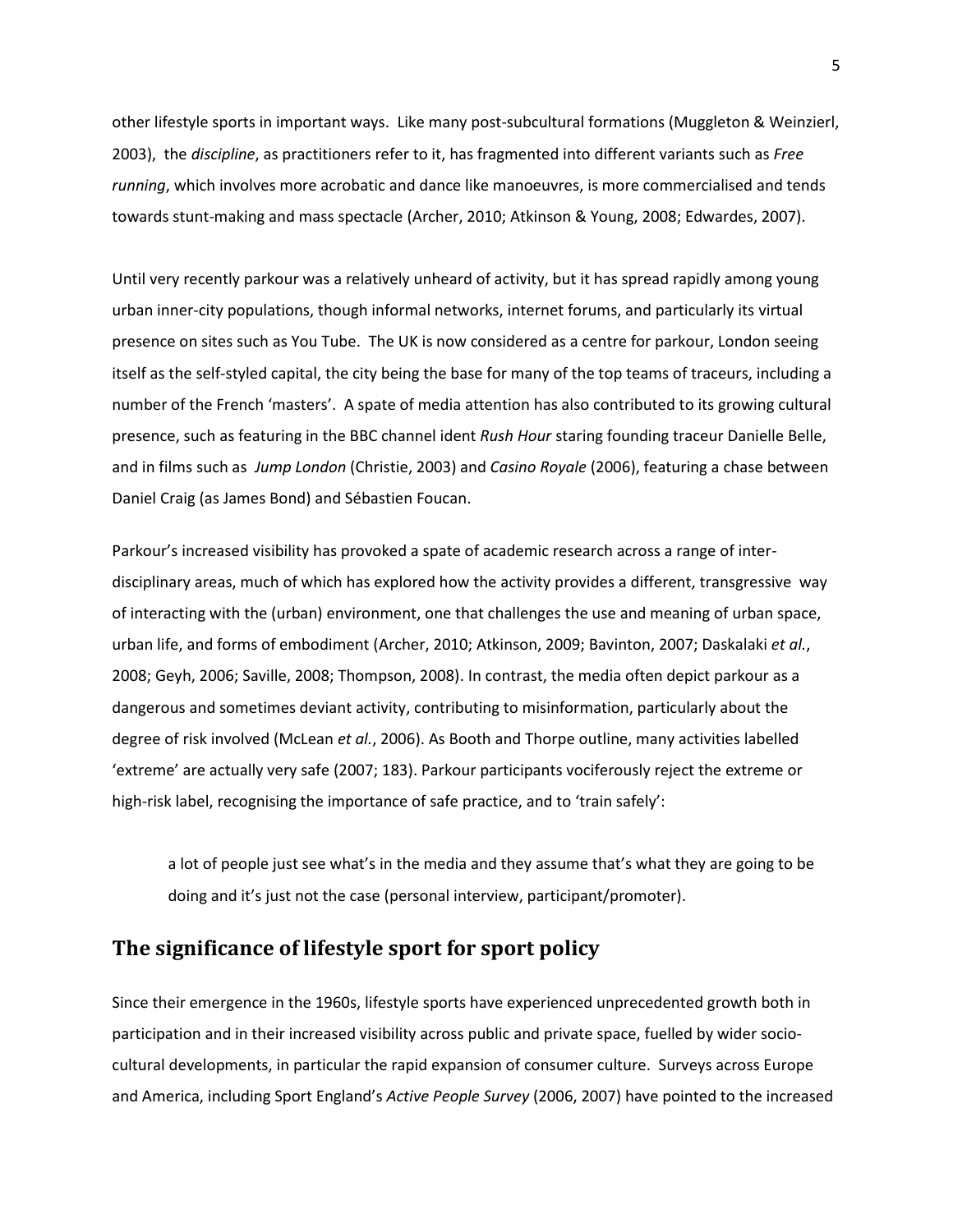other lifestyle sports in important ways. Like many post-subcultural formations (Muggleton & Weinzierl, 2003), the *discipline*, as practitioners refer to it, has fragmented into different variants such as *Free running*, which involves more acrobatic and dance like manoeuvres, is more commercialised and tends towards stunt-making and mass spectacle (Archer, 2010; Atkinson & Young, 2008; Edwardes, 2007).

Until very recently parkour was a relatively unheard of activity, but it has spread rapidly among young urban inner-city populations, though informal networks, internet forums, and particularly its virtual presence on sites such as You Tube. The UK is now considered as a centre for parkour, London seeing itself as the self-styled capital, the city being the base for many of the top teams of traceurs, including a number of the French 'masters'. A spate of media attention has also contributed to its growing cultural presence, such as featuring in the BBC channel ident *Rush Hour* staring founding traceur Danielle Belle, and in films such as *Jump London* (Christie, 2003) and *Casino Royale* (2006), featuring a chase between Daniel Craig (as James Bond) and Sébastien Foucan.

Parkour's increased visibility has provoked a spate of academic research across a range of inter-disciplinary areas, much of which has explored how the activity provides a different, transgressive way of interacting with the (urban) environment, one that challenges the use and meaning of urban space, urban life, and forms of embodiment (Archer, 2010; Atkinson, 2009; Bavinton, 2007; Daskalaki *et al.*, 2008; Geyh, 2006; Saville, 2008; Thompson, 2008). In contrast, the media often depict parkour as a dangerous and sometimes deviant activity, contributing to misinformation, particularly about the degree of risk involved (McLean *et al.*, 2006). As Booth and Thorpe outline, many activities labelled 'extreme' are actually very safe (2007; 183). Parkour participants vociferously reject the extreme or high-risk label, recognising the importance of safe practice, and to 'train safely':

> a lot of people just see what's in the media and they assume that's what they are going to be doing and it's just not the case (personal interview, participant/promoter).

## The significance of lifestyle sport for sport policy

Since their emergence in the 1960s, lifestyle sports have experienced unprecedented growth both in participation and in their increased visibility across public and private space, fuelled by wider socio-cultural developments, in particular the rapid expansion of consumer culture. Surveys across Europe and America, including Sport England's *Active People Survey* (2006, 2007) have pointed to the increased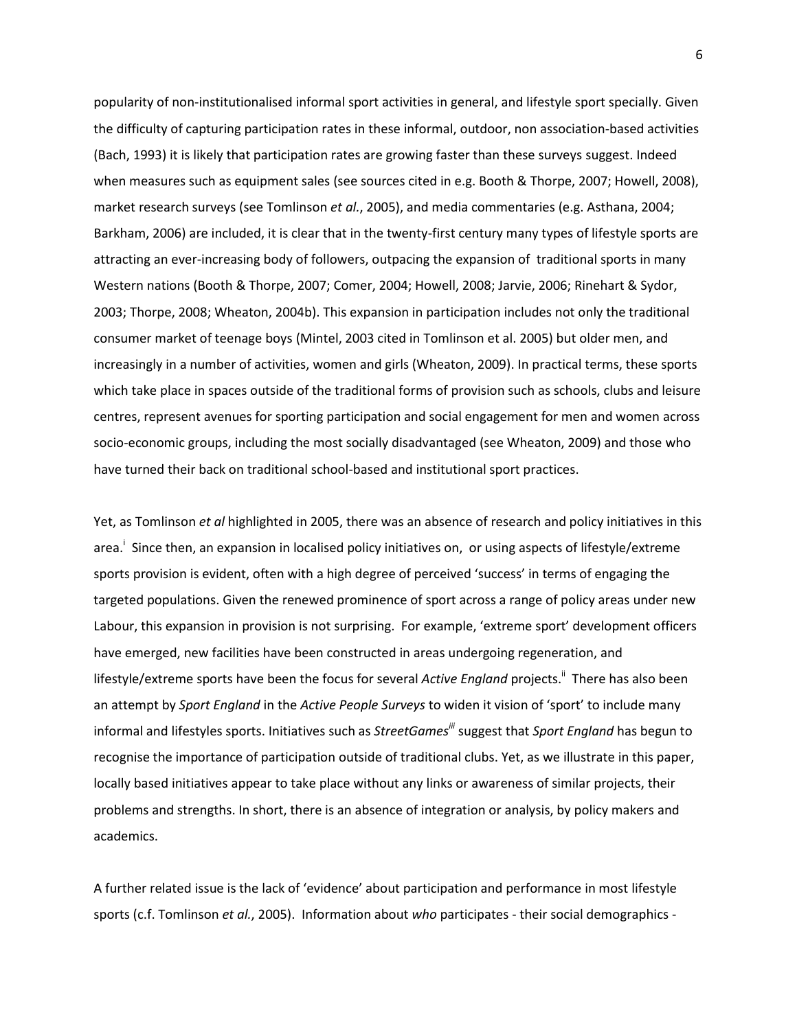popularity of non-institutionalised informal sport activities in general, and lifestyle sport specially. Given the difficulty of capturing participation rates in these informal, outdoor, non association-based activities (Bach, 1993) it is likely that participation rates are growing faster than these surveys suggest. Indeed when measures such as equipment sales (see sources cited in e.g. Booth & Thorpe, 2007; Howell, 2008), market research surveys (see Tomlinson *et al.*, 2005), and media commentaries (e.g. Asthana, 2004; Barkham, 2006) are included, it is clear that in the twenty-first century many types of lifestyle sports are attracting an ever-increasing body of followers, outpacing the expansion of traditional sports in many Western nations (Booth & Thorpe, 2007; Comer, 2004; Howell, 2008; Jarvie, 2006; Rinehart & Sydor, 2003; Thorpe, 2008; Wheaton, 2004b). This expansion in participation includes not only the traditional consumer market of teenage boys (Mintel, 2003 cited in Tomlinson et al. 2005) but older men, and increasingly in a number of activities, women and girls (Wheaton, 2009). In practical terms, these sports which take place in spaces outside of the traditional forms of provision such as schools, clubs and leisure centres, represent avenues for sporting participation and social engagement for men and women across socio-economic groups, including the most socially disadvantaged (see Wheaton, 2009) and those who have turned their back on traditional school-based and institutional sport practices.

Yet, as Tomlinson *et al* highlighted in 2005, there was an absence of research and policy initiatives in this area.[i] Since then, an expansion in localised policy initiatives on, or using aspects of lifestyle/extreme sports provision is evident, often with a high degree of perceived 'success' in terms of engaging the targeted populations. Given the renewed prominence of sport across a range of policy areas under new Labour, this expansion in provision is not surprising. For example, 'extreme sport' development officers have emerged, new facilities have been constructed in areas undergoing regeneration, and lifestyle/extreme sports have been the focus for several *Active England* projects.[ii] There has also been an attempt by *Sport England* in the *Active People Surveys* to widen it vision of 'sport' to include many informal and lifestyles sports. Initiatives such as *StreetGames*[iii] suggest that *Sport England* has begun to recognise the importance of participation outside of traditional clubs. Yet, as we illustrate in this paper, locally based initiatives appear to take place without any links or awareness of similar projects, their problems and strengths. In short, there is an absence of integration or analysis, by policy makers and academics.

A further related issue is the lack of 'evidence' about participation and performance in most lifestyle sports (c.f. Tomlinson *et al.*, 2005). Information about *who* participates - their social demographics -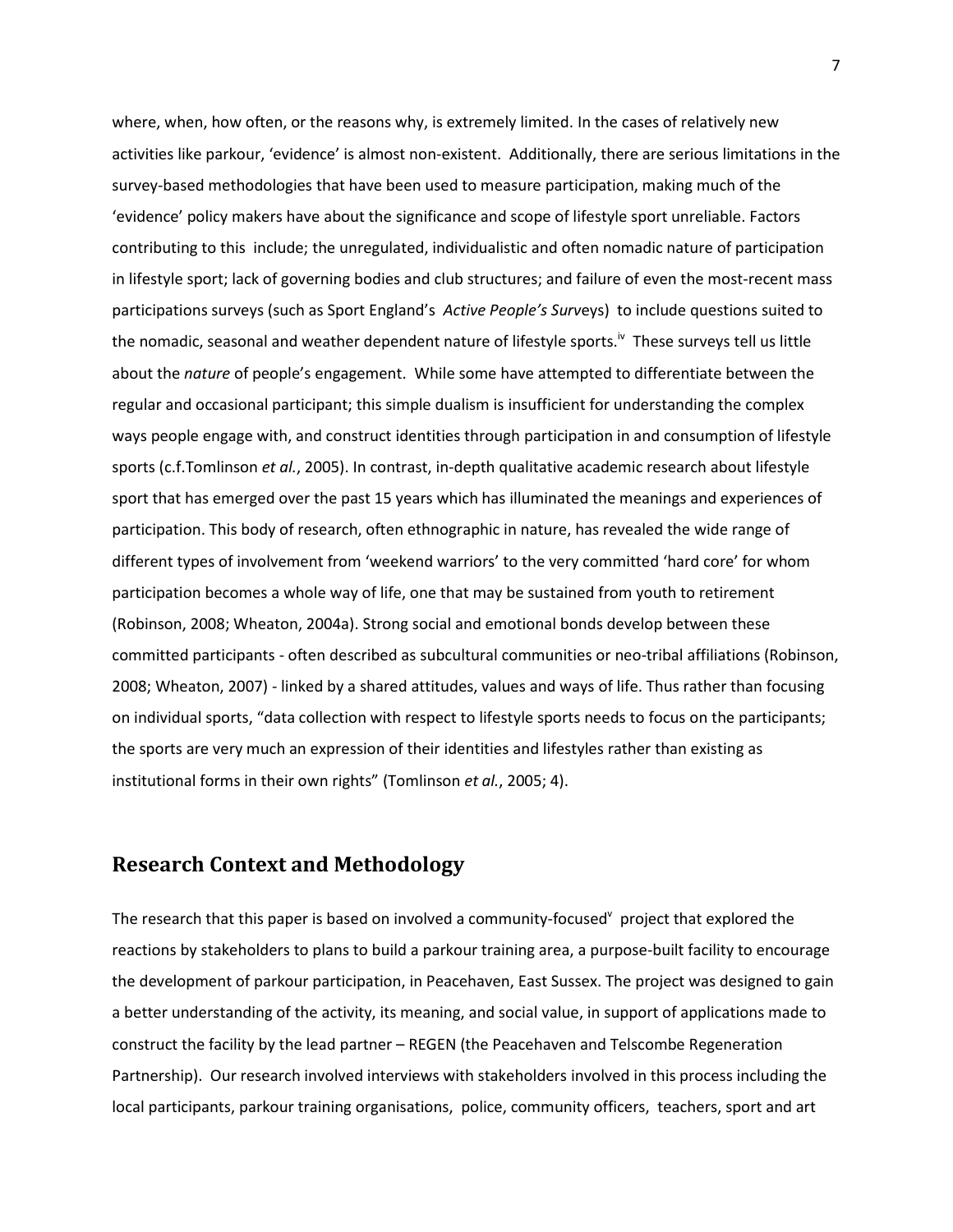where, when, how often, or the reasons why, is extremely limited. In the cases of relatively new activities like parkour, 'evidence' is almost non-existent. Additionally, there are serious limitations in the survey-based methodologies that have been used to measure participation, making much of the 'evidence' policy makers have about the significance and scope of lifestyle sport unreliable. Factors contributing to this include; the unregulated, individualistic and often nomadic nature of participation in lifestyle sport; lack of governing bodies and club structures; and failure of even the most-recent mass participations surveys (such as Sport England's *Active People's Surv*eys) to include questions suited to the nomadic, seasonal and weather dependent nature of lifestyle sports.[iv] These surveys tell us little about the *nature* of people's engagement. While some have attempted to differentiate between the regular and occasional participant; this simple dualism is insufficient for understanding the complex ways people engage with, and construct identities through participation in and consumption of lifestyle sports (c.f.Tomlinson *et al.*, 2005). In contrast, in-depth qualitative academic research about lifestyle sport that has emerged over the past 15 years which has illuminated the meanings and experiences of participation. This body of research, often ethnographic in nature, has revealed the wide range of different types of involvement from 'weekend warriors' to the very committed 'hard core' for whom participation becomes a whole way of life, one that may be sustained from youth to retirement (Robinson, 2008; Wheaton, 2004a). Strong social and emotional bonds develop between these committed participants - often described as subcultural communities or neo-tribal affiliations (Robinson, 2008; Wheaton, 2007) - linked by a shared attitudes, values and ways of life. Thus rather than focusing on individual sports, "data collection with respect to lifestyle sports needs to focus on the participants; the sports are very much an expression of their identities and lifestyles rather than existing as institutional forms in their own rights" (Tomlinson *et al.*, 2005; 4).

## Research Context and Methodology

The research that this paper is based on involved a community-focused[v] project that explored the reactions by stakeholders to plans to build a parkour training area, a purpose-built facility to encourage the development of parkour participation, in Peacehaven, East Sussex. The project was designed to gain a better understanding of the activity, its meaning, and social value, in support of applications made to construct the facility by the lead partner – REGEN (the Peacehaven and Telscombe Regeneration Partnership). Our research involved interviews with stakeholders involved in this process including the local participants, parkour training organisations, police, community officers, teachers, sport and art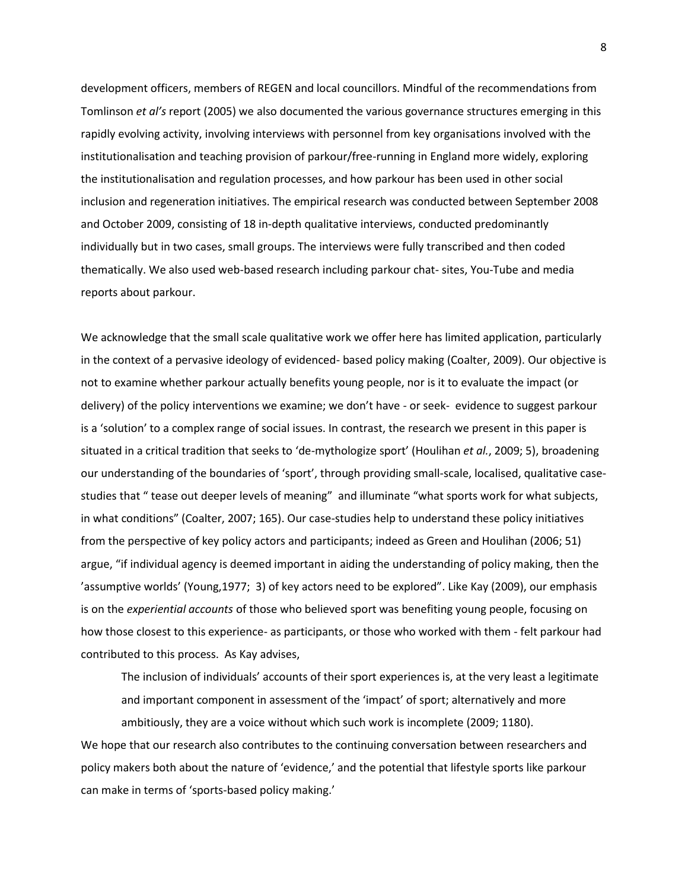development officers, members of REGEN and local councillors. Mindful of the recommendations from Tomlinson *et al's* report (2005) we also documented the various governance structures emerging in this rapidly evolving activity, involving interviews with personnel from key organisations involved with the institutionalisation and teaching provision of parkour/free-running in England more widely, exploring the institutionalisation and regulation processes, and how parkour has been used in other social inclusion and regeneration initiatives. The empirical research was conducted between September 2008 and October 2009, consisting of 18 in-depth qualitative interviews, conducted predominantly individually but in two cases, small groups. The interviews were fully transcribed and then coded thematically. We also used web-based research including parkour chat- sites, You-Tube and media reports about parkour.

We acknowledge that the small scale qualitative work we offer here has limited application, particularly in the context of a pervasive ideology of evidenced- based policy making (Coalter, 2009). Our objective is not to examine whether parkour actually benefits young people, nor is it to evaluate the impact (or delivery) of the policy interventions we examine; we don't have - or seek- evidence to suggest parkour is a 'solution' to a complex range of social issues. In contrast, the research we present in this paper is situated in a critical tradition that seeks to 'de-mythologize sport' (Houlihan *et al.*, 2009; 5), broadening our understanding of the boundaries of 'sport', through providing small-scale, localised, qualitative case-studies that " tease out deeper levels of meaning" and illuminate "what sports work for what subjects, in what conditions" (Coalter, 2007; 165). Our case-studies help to understand these policy initiatives from the perspective of key policy actors and participants; indeed as Green and Houlihan (2006; 51) argue, "if individual agency is deemed important in aiding the understanding of policy making, then the 'assumptive worlds' (Young,1977; 3) of key actors need to be explored". Like Kay (2009), our emphasis is on the *experiential accounts* of those who believed sport was benefiting young people, focusing on how those closest to this experience- as participants, or those who worked with them - felt parkour had contributed to this process. As Kay advises,

> The inclusion of individuals' accounts of their sport experiences is, at the very least a legitimate and important component in assessment of the 'impact' of sport; alternatively and more ambitiously, they are a voice without which such work is incomplete (2009; 1180).

We hope that our research also contributes to the continuing conversation between researchers and policy makers both about the nature of 'evidence,' and the potential that lifestyle sports like parkour can make in terms of 'sports-based policy making.'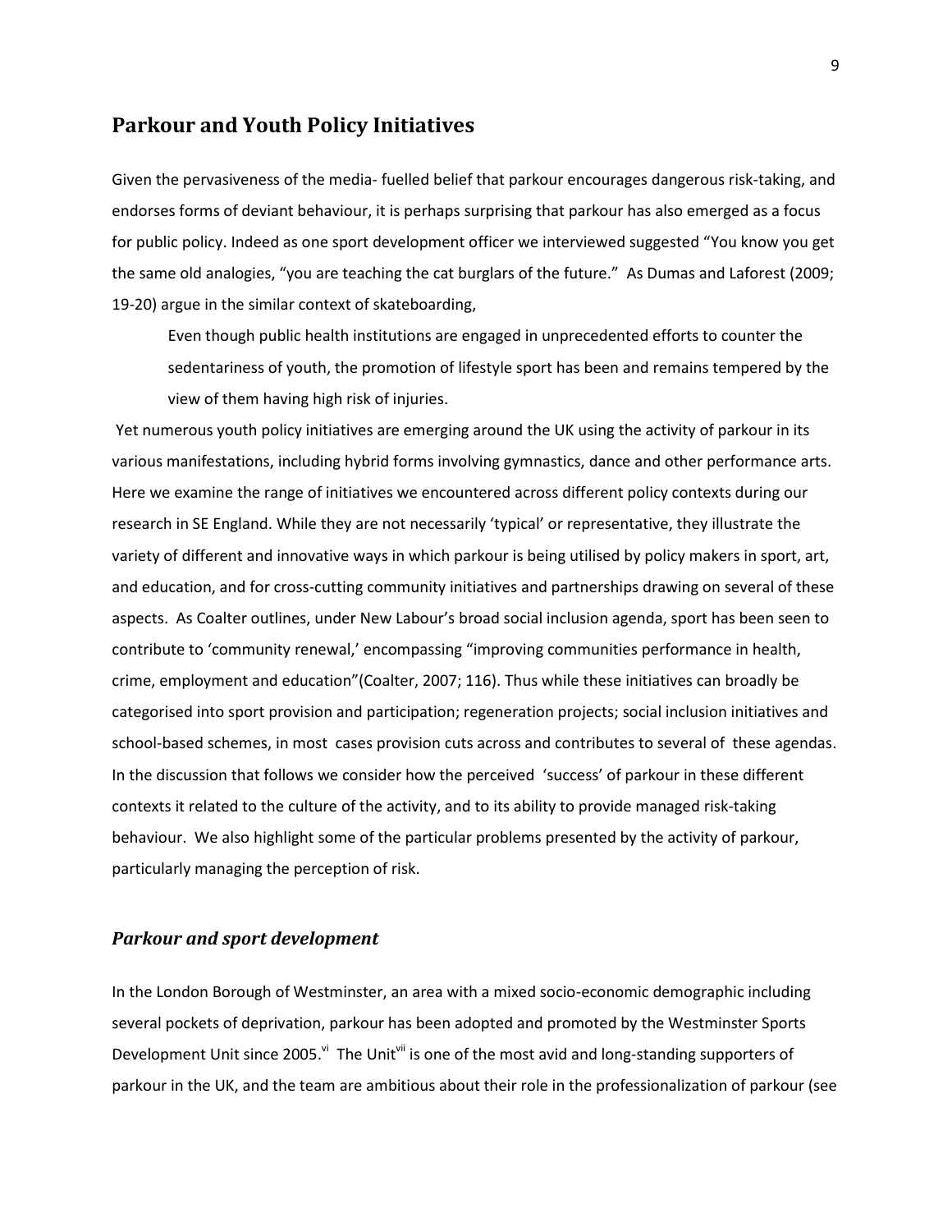## Parkour and Youth Policy Initiatives

Given the pervasiveness of the media- fuelled belief that parkour encourages dangerous risk-taking, and endorses forms of deviant behaviour, it is perhaps surprising that parkour has also emerged as a focus for public policy. Indeed as one sport development officer we interviewed suggested "You know you get the same old analogies, "you are teaching the cat burglars of the future." As Dumas and Laforest (2009; 19-20) argue in the similar context of skateboarding,

> Even though public health institutions are engaged in unprecedented efforts to counter the sedentariness of youth, the promotion of lifestyle sport has been and remains tempered by the view of them having high risk of injuries.

Yet numerous youth policy initiatives are emerging around the UK using the activity of parkour in its various manifestations, including hybrid forms involving gymnastics, dance and other performance arts. Here we examine the range of initiatives we encountered across different policy contexts during our research in SE England. While they are not necessarily 'typical' or representative, they illustrate the variety of different and innovative ways in which parkour is being utilised by policy makers in sport, art, and education, and for cross-cutting community initiatives and partnerships drawing on several of these aspects. As Coalter outlines, under New Labour's broad social inclusion agenda, sport has been seen to contribute to 'community renewal,' encompassing "improving communities performance in health, crime, employment and education"(Coalter, 2007; 116). Thus while these initiatives can broadly be categorised into sport provision and participation; regeneration projects; social inclusion initiatives and school-based schemes, in most cases provision cuts across and contributes to several of these agendas. In the discussion that follows we consider how the perceived 'success' of parkour in these different contexts it related to the culture of the activity, and to its ability to provide managed risk-taking behaviour. We also highlight some of the particular problems presented by the activity of parkour, particularly managing the perception of risk.

### *Parkour and sport development*

In the London Borough of Westminster, an area with a mixed socio-economic demographic including several pockets of deprivation, parkour has been adopted and promoted by the Westminster Sports Development Unit since 2005.[vi] The Unit[vii] is one of the most avid and long-standing supporters of parkour in the UK, and the team are ambitious about their role in the professionalization of parkour (see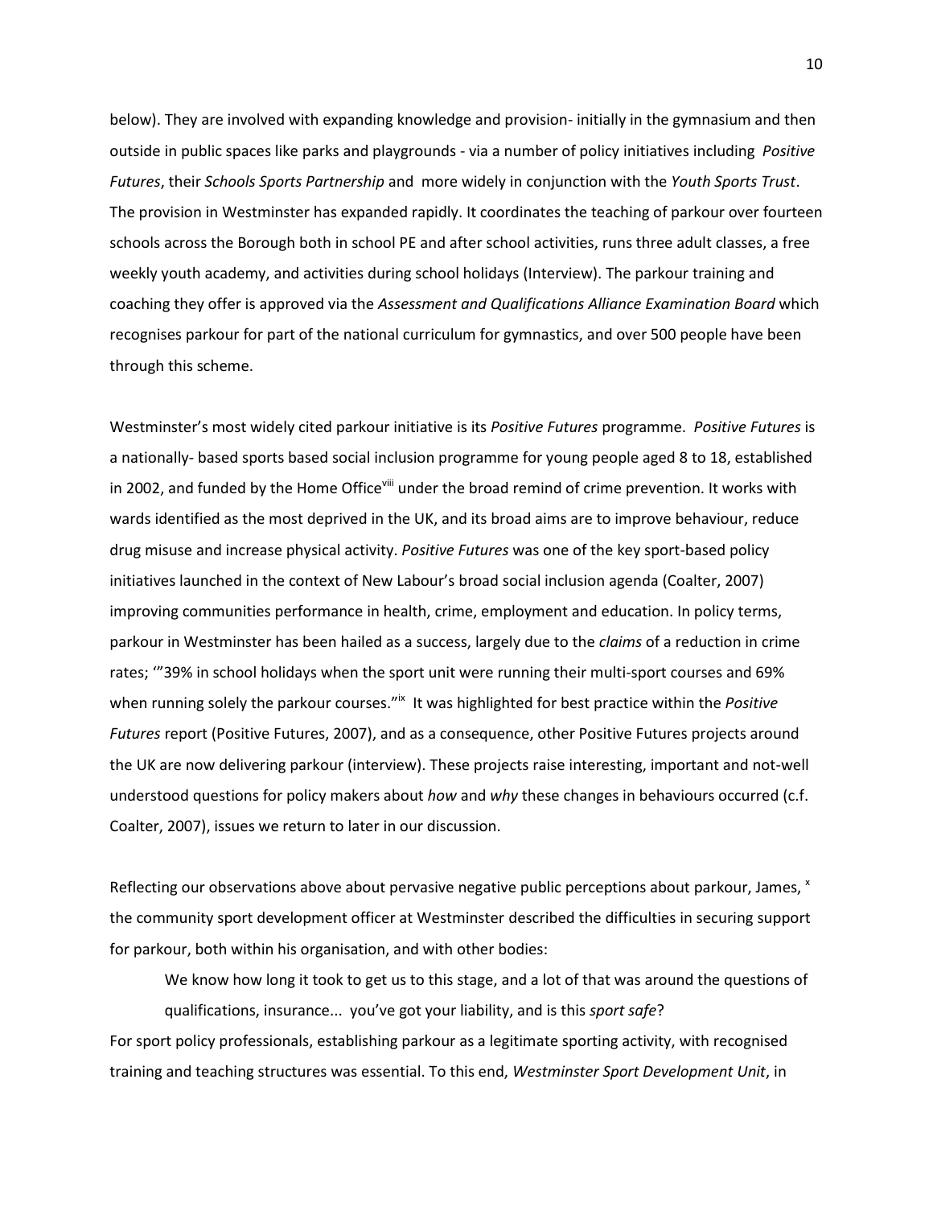below). They are involved with expanding knowledge and provision- initially in the gymnasium and then outside in public spaces like parks and playgrounds - via a number of policy initiatives including *Positive Futures*, their *Schools Sports Partnership* and more widely in conjunction with the *Youth Sports Trust*. The provision in Westminster has expanded rapidly. It coordinates the teaching of parkour over fourteen schools across the Borough both in school PE and after school activities, runs three adult classes, a free weekly youth academy, and activities during school holidays (Interview). The parkour training and coaching they offer is approved via the *Assessment and Qualifications Alliance Examination Board* which recognises parkour for part of the national curriculum for gymnastics, and over 500 people have been through this scheme.

Westminster's most widely cited parkour initiative is its *Positive Futures* programme. *Positive Futures* is a nationally- based sports based social inclusion programme for young people aged 8 to 18, established in 2002, and funded by the Home Office[viii] under the broad remind of crime prevention. It works with wards identified as the most deprived in the UK, and its broad aims are to improve behaviour, reduce drug misuse and increase physical activity. *Positive Futures* was one of the key sport-based policy initiatives launched in the context of New Labour's broad social inclusion agenda (Coalter, 2007) improving communities performance in health, crime, employment and education. In policy terms, parkour in Westminster has been hailed as a success, largely due to the *claims* of a reduction in crime rates; '"39% in school holidays when the sport unit were running their multi-sport courses and 69% when running solely the parkour courses."[ix] It was highlighted for best practice within the *Positive Futures* report (Positive Futures, 2007), and as a consequence, other Positive Futures projects around the UK are now delivering parkour (interview). These projects raise interesting, important and not-well understood questions for policy makers about *how* and *why* these changes in behaviours occurred (c.f. Coalter, 2007), issues we return to later in our discussion.

Reflecting our observations above about pervasive negative public perceptions about parkour, James, [x] the community sport development officer at Westminster described the difficulties in securing support for parkour, both within his organisation, and with other bodies:

> We know how long it took to get us to this stage, and a lot of that was around the questions of qualifications, insurance... you've got your liability, and is this *sport safe*?

For sport policy professionals, establishing parkour as a legitimate sporting activity, with recognised training and teaching structures was essential. To this end, *Westminster Sport Development Unit*, in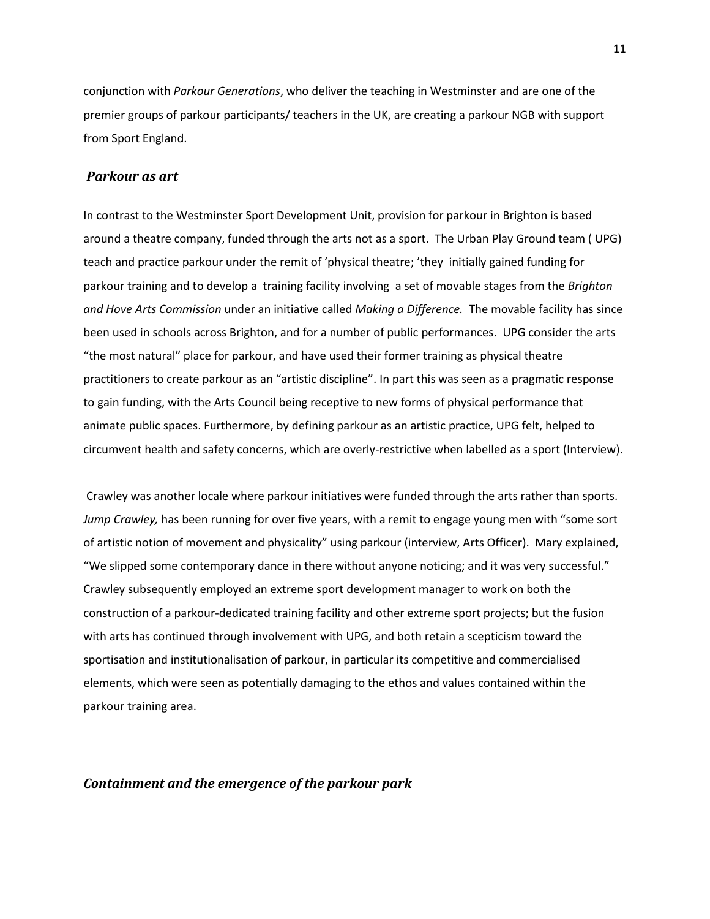conjunction with *Parkour Generations*, who deliver the teaching in Westminster and are one of the premier groups of parkour participants/ teachers in the UK, are creating a parkour NGB with support from Sport England.

### *Parkour as art*

In contrast to the Westminster Sport Development Unit, provision for parkour in Brighton is based around a theatre company, funded through the arts not as a sport. The Urban Play Ground team ( UPG) teach and practice parkour under the remit of 'physical theatre;' they initially gained funding for parkour training and to develop a training facility involving a set of movable stages from the *Brighton and Hove Arts Commission* under an initiative called *Making a Difference.* The movable facility has since been used in schools across Brighton, and for a number of public performances. UPG consider the arts "the most natural" place for parkour, and have used their former training as physical theatre practitioners to create parkour as an "artistic discipline". In part this was seen as a pragmatic response to gain funding, with the Arts Council being receptive to new forms of physical performance that animate public spaces. Furthermore, by defining parkour as an artistic practice, UPG felt, helped to circumvent health and safety concerns, which are overly-restrictive when labelled as a sport (Interview).

Crawley was another locale where parkour initiatives were funded through the arts rather than sports. *Jump Crawley,* has been running for over five years, with a remit to engage young men with "some sort of artistic notion of movement and physicality" using parkour (interview, Arts Officer). Mary explained, "We slipped some contemporary dance in there without anyone noticing; and it was very successful." Crawley subsequently employed an extreme sport development manager to work on both the construction of a parkour-dedicated training facility and other extreme sport projects; but the fusion with arts has continued through involvement with UPG, and both retain a scepticism toward the sportisation and institutionalisation of parkour, in particular its competitive and commercialised elements, which were seen as potentially damaging to the ethos and values contained within the parkour training area.

### *Containment and the emergence of the parkour park*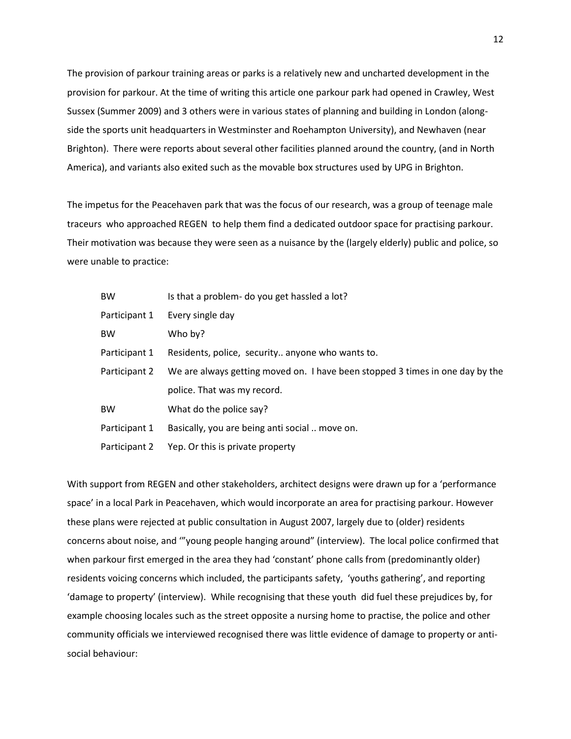The provision of parkour training areas or parks is a relatively new and uncharted development in the provision for parkour. At the time of writing this article one parkour park had opened in Crawley, West Sussex (Summer 2009) and 3 others were in various states of planning and building in London (along-side the sports unit headquarters in Westminster and Roehampton University), and Newhaven (near Brighton). There were reports about several other facilities planned around the country, (and in North America), and variants also exited such as the movable box structures used by UPG in Brighton.

The impetus for the Peacehaven park that was the focus of our research, was a group of teenage male traceurs who approached REGEN to help them find a dedicated outdoor space for practising parkour. Their motivation was because they were seen as a nuisance by the (largely elderly) public and police, so were unable to practice:

| | |
|---|---|
| BW | Is that a problem- do you get hassled a lot? |
| Participant 1 | Every single day |
| BW | Who by? |
| Participant 1 | Residents, police, security.. anyone who wants to. |
| Participant 2 | We are always getting moved on. I have been stopped 3 times in one day by the police. That was my record. |
| BW | What do the police say? |
| Participant 1 | Basically, you are being anti social .. move on. |
| Participant 2 | Yep. Or this is private property |

With support from REGEN and other stakeholders, architect designs were drawn up for a 'performance space' in a local Park in Peacehaven, which would incorporate an area for practising parkour. However these plans were rejected at public consultation in August 2007, largely due to (older) residents concerns about noise, and '"young people hanging around" (interview). The local police confirmed that when parkour first emerged in the area they had 'constant' phone calls from (predominantly older) residents voicing concerns which included, the participants safety, 'youths gathering', and reporting 'damage to property' (interview). While recognising that these youth did fuel these prejudices by, for example choosing locales such as the street opposite a nursing home to practise, the police and other community officials we interviewed recognised there was little evidence of damage to property or anti-social behaviour: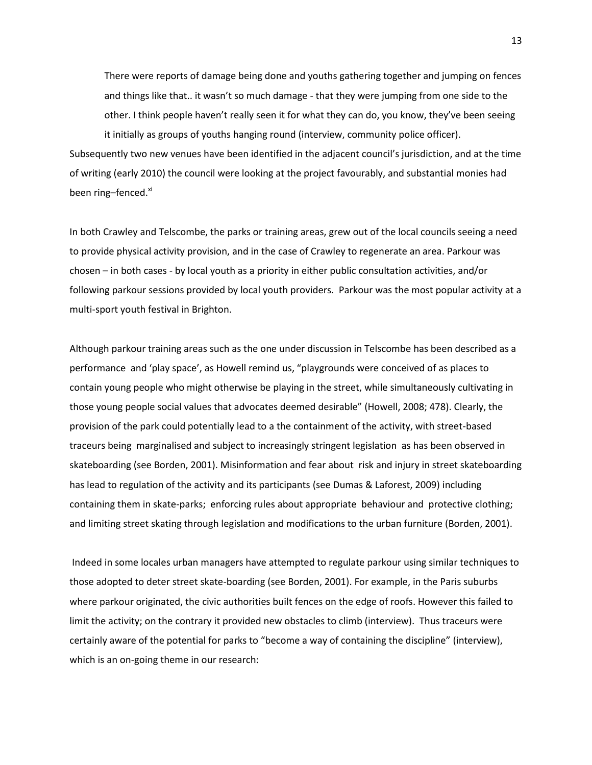> There were reports of damage being done and youths gathering together and jumping on fences and things like that.. it wasn't so much damage - that they were jumping from one side to the other. I think people haven't really seen it for what they can do, you know, they've been seeing it initially as groups of youths hanging round (interview, community police officer).

Subsequently two new venues have been identified in the adjacent council's jurisdiction, and at the time of writing (early 2010) the council were looking at the project favourably, and substantial monies had been ring–fenced.[xi]

In both Crawley and Telscombe, the parks or training areas, grew out of the local councils seeing a need to provide physical activity provision, and in the case of Crawley to regenerate an area. Parkour was chosen – in both cases - by local youth as a priority in either public consultation activities, and/or following parkour sessions provided by local youth providers. Parkour was the most popular activity at a multi-sport youth festival in Brighton.

Although parkour training areas such as the one under discussion in Telscombe has been described as a performance and 'play space', as Howell remind us, "playgrounds were conceived of as places to contain young people who might otherwise be playing in the street, while simultaneously cultivating in those young people social values that advocates deemed desirable" (Howell, 2008; 478). Clearly, the provision of the park could potentially lead to a the containment of the activity, with street-based traceurs being marginalised and subject to increasingly stringent legislation as has been observed in skateboarding (see Borden, 2001). Misinformation and fear about risk and injury in street skateboarding has lead to regulation of the activity and its participants (see Dumas & Laforest, 2009) including containing them in skate-parks; enforcing rules about appropriate behaviour and protective clothing; and limiting street skating through legislation and modifications to the urban furniture (Borden, 2001).

Indeed in some locales urban managers have attempted to regulate parkour using similar techniques to those adopted to deter street skate-boarding (see Borden, 2001). For example, in the Paris suburbs where parkour originated, the civic authorities built fences on the edge of roofs. However this failed to limit the activity; on the contrary it provided new obstacles to climb (interview). Thus traceurs were certainly aware of the potential for parks to "become a way of containing the discipline" (interview), which is an on-going theme in our research: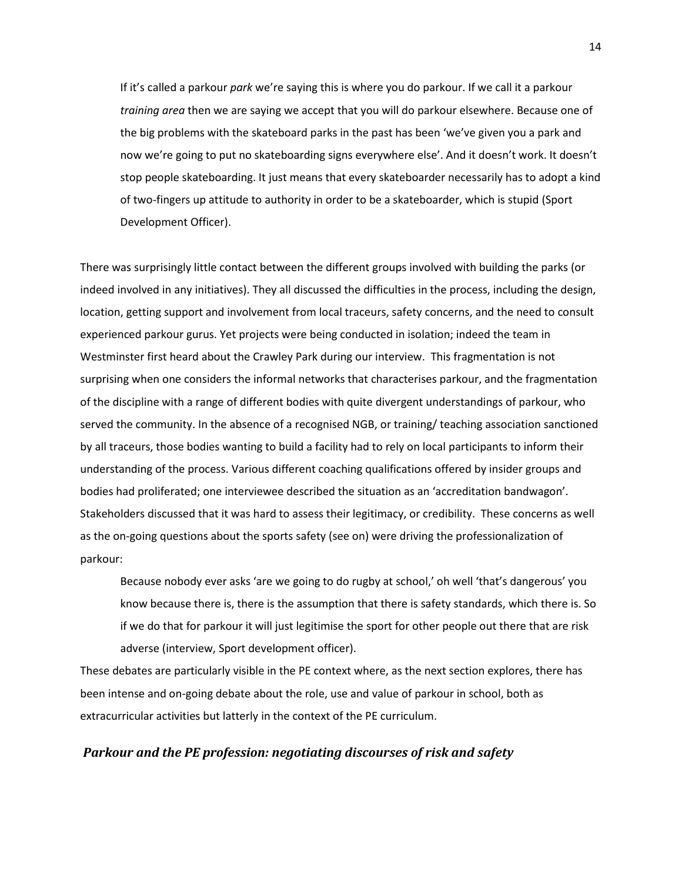> If it's called a parkour *park* we're saying this is where you do parkour. If we call it a parkour *training area* then we are saying we accept that you will do parkour elsewhere. Because one of the big problems with the skateboard parks in the past has been 'we've given you a park and now we're going to put no skateboarding signs everywhere else'. And it doesn't work. It doesn't stop people skateboarding. It just means that every skateboarder necessarily has to adopt a kind of two-fingers up attitude to authority in order to be a skateboarder, which is stupid (Sport Development Officer).

There was surprisingly little contact between the different groups involved with building the parks (or indeed involved in any initiatives). They all discussed the difficulties in the process, including the design, location, getting support and involvement from local traceurs, safety concerns, and the need to consult experienced parkour gurus. Yet projects were being conducted in isolation; indeed the team in Westminster first heard about the Crawley Park during our interview. This fragmentation is not surprising when one considers the informal networks that characterises parkour, and the fragmentation of the discipline with a range of different bodies with quite divergent understandings of parkour, who served the community. In the absence of a recognised NGB, or training/ teaching association sanctioned by all traceurs, those bodies wanting to build a facility had to rely on local participants to inform their understanding of the process. Various different coaching qualifications offered by insider groups and bodies had proliferated; one interviewee described the situation as an 'accreditation bandwagon'. Stakeholders discussed that it was hard to assess their legitimacy, or credibility. These concerns as well as the on-going questions about the sports safety (see on) were driving the professionalization of parkour:

> Because nobody ever asks 'are we going to do rugby at school,' oh well 'that's dangerous' you know because there is, there is the assumption that there is safety standards, which there is. So if we do that for parkour it will just legitimise the sport for other people out there that are risk adverse (interview, Sport development officer).

These debates are particularly visible in the PE context where, as the next section explores, there has been intense and on-going debate about the role, use and value of parkour in school, both as extracurricular activities but latterly in the context of the PE curriculum.

## *Parkour and the PE profession: negotiating discourses of risk and safety*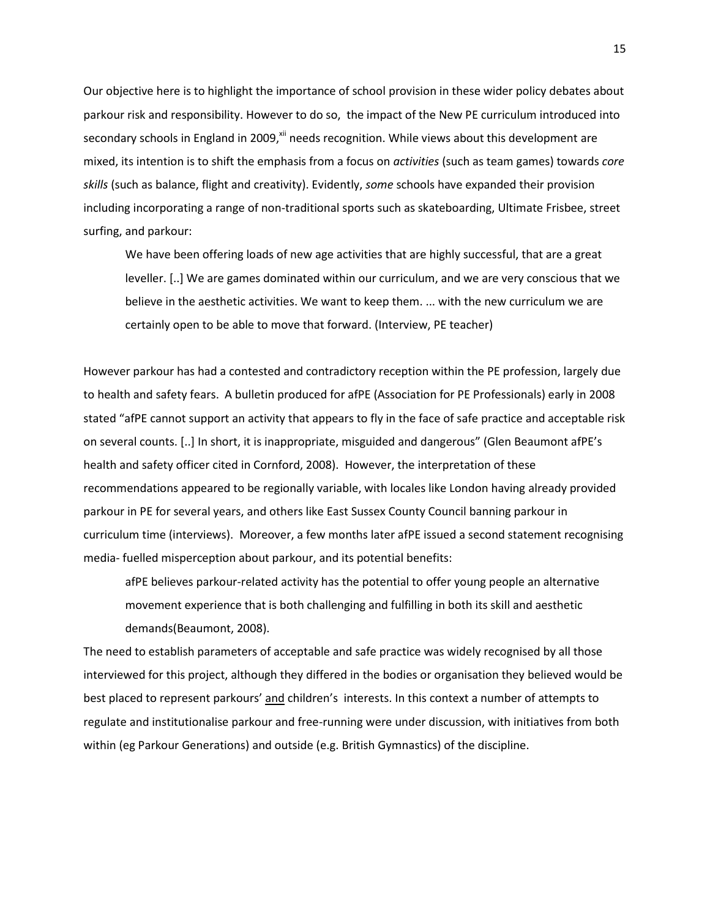Our objective here is to highlight the importance of school provision in these wider policy debates about parkour risk and responsibility. However to do so, the impact of the New PE curriculum introduced into secondary schools in England in 2009,[xii] needs recognition. While views about this development are mixed, its intention is to shift the emphasis from a focus on *activities* (such as team games) towards *core skills* (such as balance, flight and creativity). Evidently, *some* schools have expanded their provision including incorporating a range of non-traditional sports such as skateboarding, Ultimate Frisbee, street surfing, and parkour:

> We have been offering loads of new age activities that are highly successful, that are a great leveller. [..] We are games dominated within our curriculum, and we are very conscious that we believe in the aesthetic activities. We want to keep them. ... with the new curriculum we are certainly open to be able to move that forward. (Interview, PE teacher)

However parkour has had a contested and contradictory reception within the PE profession, largely due to health and safety fears. A bulletin produced for afPE (Association for PE Professionals) early in 2008 stated "afPE cannot support an activity that appears to fly in the face of safe practice and acceptable risk on several counts. [..] In short, it is inappropriate, misguided and dangerous" (Glen Beaumont afPE's health and safety officer cited in Cornford, 2008). However, the interpretation of these recommendations appeared to be regionally variable, with locales like London having already provided parkour in PE for several years, and others like East Sussex County Council banning parkour in curriculum time (interviews). Moreover, a few months later afPE issued a second statement recognising media- fuelled misperception about parkour, and its potential benefits:

> afPE believes parkour-related activity has the potential to offer young people an alternative movement experience that is both challenging and fulfilling in both its skill and aesthetic demands(Beaumont, 2008).

The need to establish parameters of acceptable and safe practice was widely recognised by all those interviewed for this project, although they differed in the bodies or organisation they believed would be best placed to represent parkours' <u>and</u> children's interests. In this context a number of attempts to regulate and institutionalise parkour and free-running were under discussion, with initiatives from both within (eg Parkour Generations) and outside (e.g. British Gymnastics) of the discipline.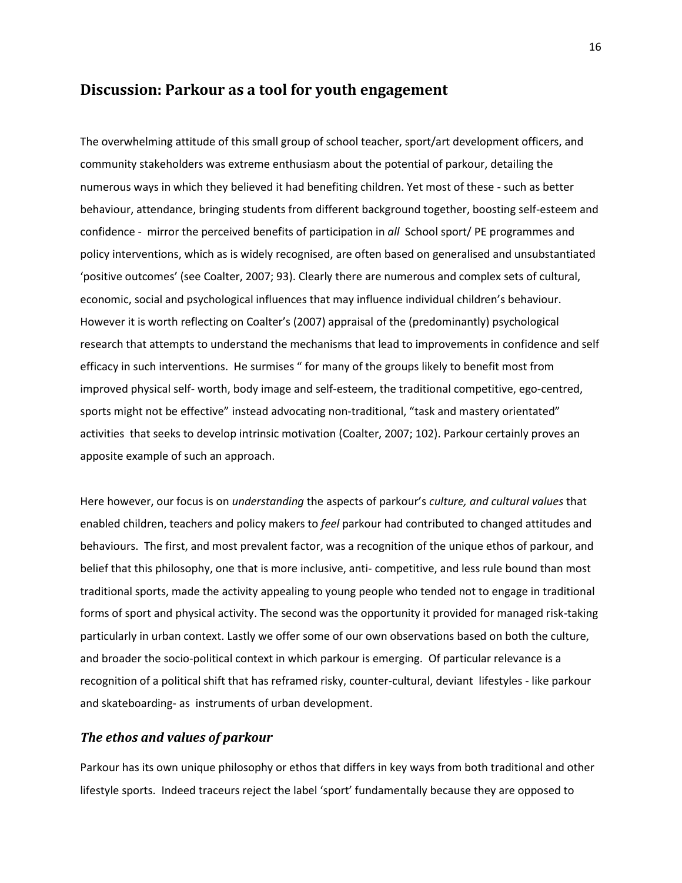## Discussion: Parkour as a tool for youth engagement

The overwhelming attitude of this small group of school teacher, sport/art development officers, and community stakeholders was extreme enthusiasm about the potential of parkour, detailing the numerous ways in which they believed it had benefiting children. Yet most of these - such as better behaviour, attendance, bringing students from different background together, boosting self-esteem and confidence - mirror the perceived benefits of participation in *all* School sport/ PE programmes and policy interventions, which as is widely recognised, are often based on generalised and unsubstantiated 'positive outcomes' (see Coalter, 2007; 93). Clearly there are numerous and complex sets of cultural, economic, social and psychological influences that may influence individual children's behaviour. However it is worth reflecting on Coalter's (2007) appraisal of the (predominantly) psychological research that attempts to understand the mechanisms that lead to improvements in confidence and self efficacy in such interventions. He surmises " for many of the groups likely to benefit most from improved physical self- worth, body image and self-esteem, the traditional competitive, ego-centred, sports might not be effective" instead advocating non-traditional, "task and mastery orientated" activities that seeks to develop intrinsic motivation (Coalter, 2007; 102). Parkour certainly proves an apposite example of such an approach.

Here however, our focus is on *understanding* the aspects of parkour's *culture, and cultural values* that enabled children, teachers and policy makers to *feel* parkour had contributed to changed attitudes and behaviours. The first, and most prevalent factor, was a recognition of the unique ethos of parkour, and belief that this philosophy, one that is more inclusive, anti- competitive, and less rule bound than most traditional sports, made the activity appealing to young people who tended not to engage in traditional forms of sport and physical activity. The second was the opportunity it provided for managed risk-taking particularly in urban context. Lastly we offer some of our own observations based on both the culture, and broader the socio-political context in which parkour is emerging. Of particular relevance is a recognition of a political shift that has reframed risky, counter-cultural, deviant lifestyles - like parkour and skateboarding- as instruments of urban development.

### *The ethos and values of parkour*

Parkour has its own unique philosophy or ethos that differs in key ways from both traditional and other lifestyle sports. Indeed traceurs reject the label 'sport' fundamentally because they are opposed to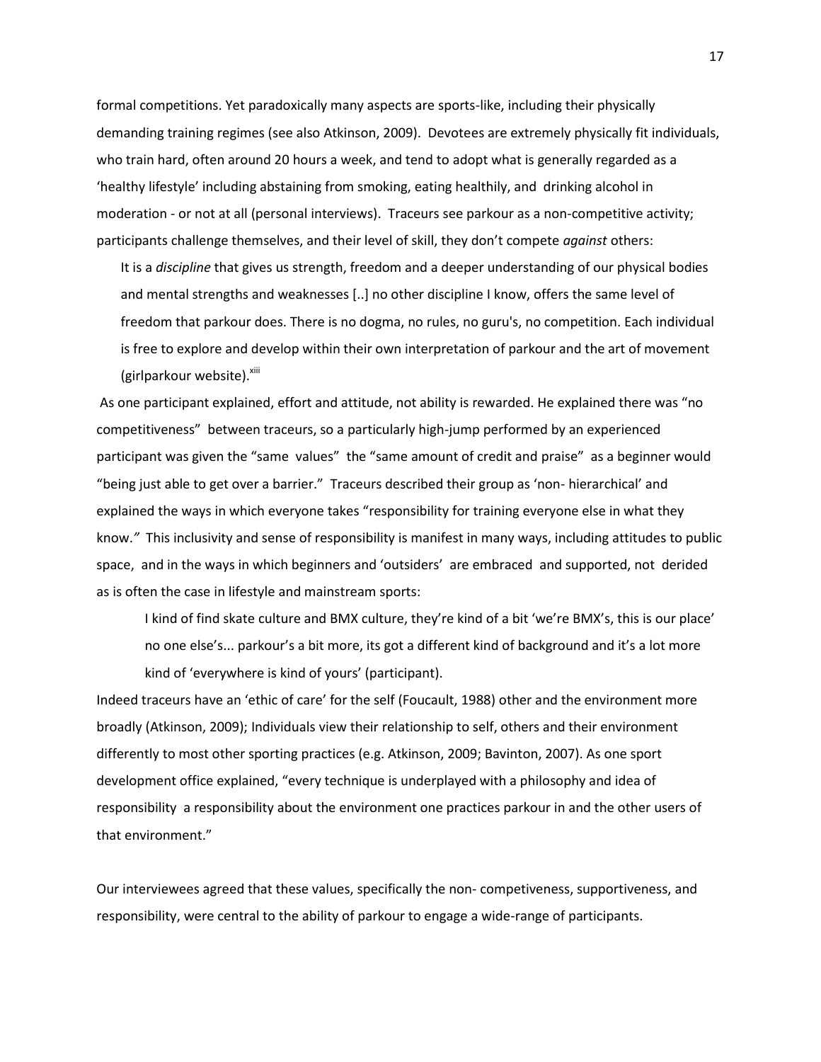formal competitions. Yet paradoxically many aspects are sports-like, including their physically demanding training regimes (see also Atkinson, 2009). Devotees are extremely physically fit individuals, who train hard, often around 20 hours a week, and tend to adopt what is generally regarded as a 'healthy lifestyle' including abstaining from smoking, eating healthily, and drinking alcohol in moderation - or not at all (personal interviews). Traceurs see parkour as a non-competitive activity; participants challenge themselves, and their level of skill, they don't compete *against* others:

> It is a *discipline* that gives us strength, freedom and a deeper understanding of our physical bodies and mental strengths and weaknesses [..] no other discipline I know, offers the same level of freedom that parkour does. There is no dogma, no rules, no guru's, no competition. Each individual is free to explore and develop within their own interpretation of parkour and the art of movement (girlparkour website).[xiii]

As one participant explained, effort and attitude, not ability is rewarded. He explained there was "no competitiveness" between traceurs, so a particularly high-jump performed by an experienced participant was given the "same values" the "same amount of credit and praise" as a beginner would "being just able to get over a barrier." Traceurs described their group as 'non- hierarchical' and explained the ways in which everyone takes "responsibility for training everyone else in what they know." This inclusivity and sense of responsibility is manifest in many ways, including attitudes to public space, and in the ways in which beginners and 'outsiders' are embraced and supported, not derided as is often the case in lifestyle and mainstream sports:

> I kind of find skate culture and BMX culture, they're kind of a bit 'we're BMX's, this is our place' no one else's... parkour's a bit more, its got a different kind of background and it's a lot more kind of 'everywhere is kind of yours' (participant).

Indeed traceurs have an 'ethic of care' for the self (Foucault, 1988) other and the environment more broadly (Atkinson, 2009); Individuals view their relationship to self, others and their environment differently to most other sporting practices (e.g. Atkinson, 2009; Bavinton, 2007). As one sport development office explained, "every technique is underplayed with a philosophy and idea of responsibility a responsibility about the environment one practices parkour in and the other users of that environment."

Our interviewees agreed that these values, specifically the non- competiveness, supportiveness, and responsibility, were central to the ability of parkour to engage a wide-range of participants.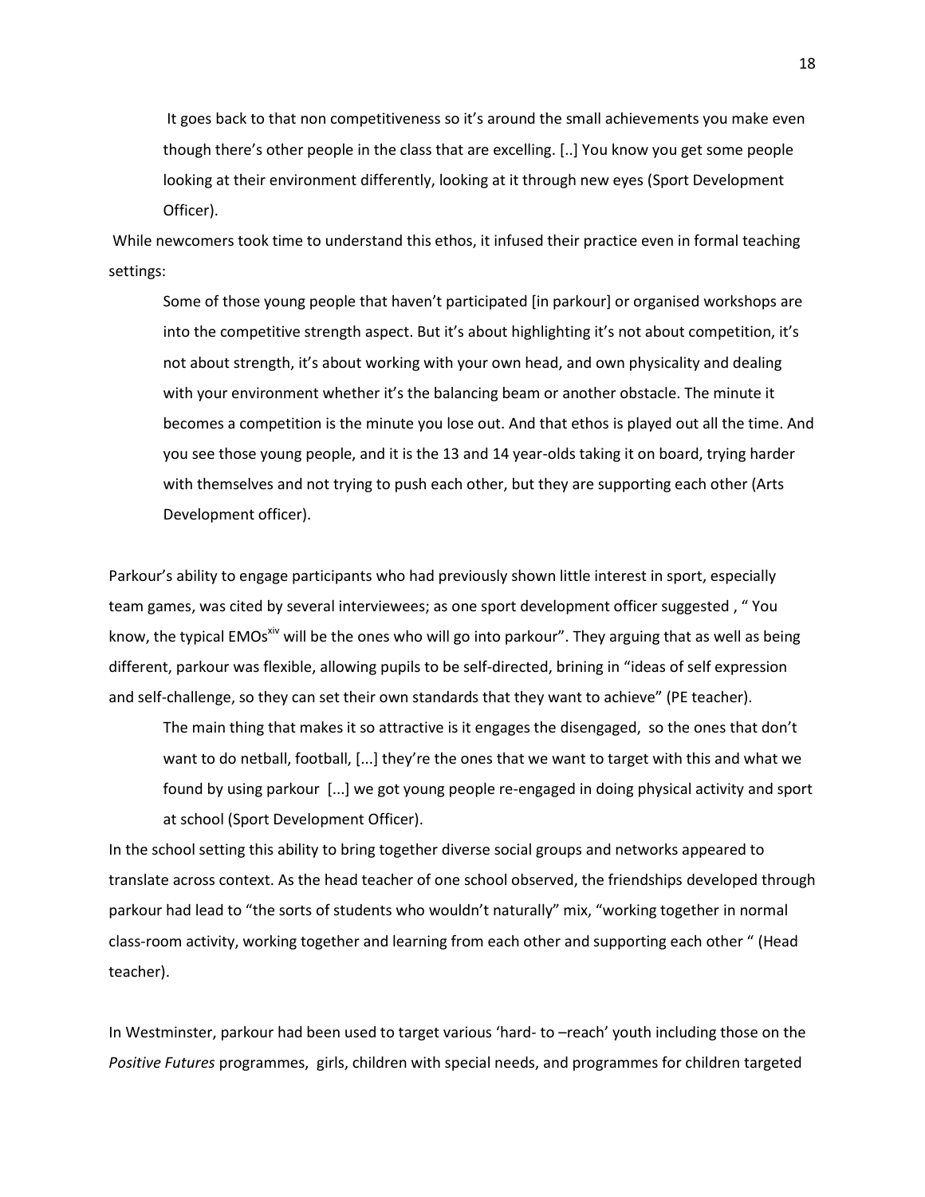> It goes back to that non competitiveness so it's around the small achievements you make even though there's other people in the class that are excelling. [..] You know you get some people looking at their environment differently, looking at it through new eyes (Sport Development Officer).

While newcomers took time to understand this ethos, it infused their practice even in formal teaching settings:

> Some of those young people that haven't participated [in parkour] or organised workshops are into the competitive strength aspect. But it's about highlighting it's not about competition, it's not about strength, it's about working with your own head, and own physicality and dealing with your environment whether it's the balancing beam or another obstacle. The minute it becomes a competition is the minute you lose out. And that ethos is played out all the time. And you see those young people, and it is the 13 and 14 year-olds taking it on board, trying harder with themselves and not trying to push each other, but they are supporting each other (Arts Development officer).

Parkour's ability to engage participants who had previously shown little interest in sport, especially team games, was cited by several interviewees; as one sport development officer suggested , " You know, the typical EMOs[xiv] will be the ones who will go into parkour". They arguing that as well as being different, parkour was flexible, allowing pupils to be self-directed, brining in "ideas of self expression and self-challenge, so they can set their own standards that they want to achieve" (PE teacher).

> The main thing that makes it so attractive is it engages the disengaged, so the ones that don't want to do netball, football, [...] they're the ones that we want to target with this and what we found by using parkour [...] we got young people re-engaged in doing physical activity and sport at school (Sport Development Officer).

In the school setting this ability to bring together diverse social groups and networks appeared to translate across context. As the head teacher of one school observed, the friendships developed through parkour had lead to "the sorts of students who wouldn't naturally" mix, "working together in normal class-room activity, working together and learning from each other and supporting each other " (Head teacher).

In Westminster, parkour had been used to target various 'hard- to –reach' youth including those on the *Positive Futures* programmes, girls, children with special needs, and programmes for children targeted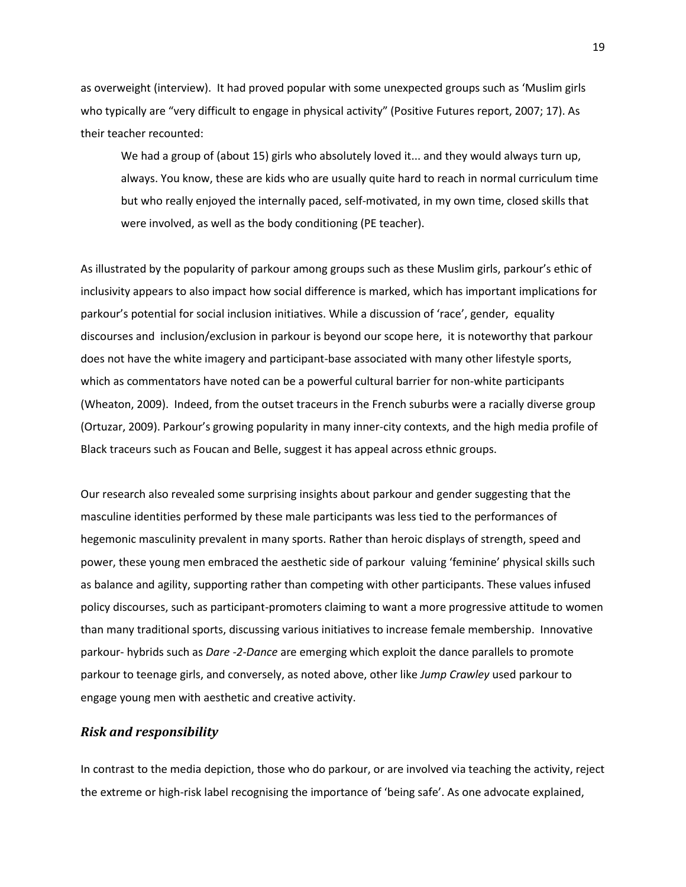as overweight (interview). It had proved popular with some unexpected groups such as 'Muslim girls who typically are "very difficult to engage in physical activity" (Positive Futures report, 2007; 17). As their teacher recounted:

> We had a group of (about 15) girls who absolutely loved it... and they would always turn up, always. You know, these are kids who are usually quite hard to reach in normal curriculum time but who really enjoyed the internally paced, self-motivated, in my own time, closed skills that were involved, as well as the body conditioning (PE teacher).

As illustrated by the popularity of parkour among groups such as these Muslim girls, parkour's ethic of inclusivity appears to also impact how social difference is marked, which has important implications for parkour's potential for social inclusion initiatives. While a discussion of 'race', gender, equality discourses and inclusion/exclusion in parkour is beyond our scope here, it is noteworthy that parkour does not have the white imagery and participant-base associated with many other lifestyle sports, which as commentators have noted can be a powerful cultural barrier for non-white participants (Wheaton, 2009). Indeed, from the outset traceurs in the French suburbs were a racially diverse group (Ortuzar, 2009). Parkour's growing popularity in many inner-city contexts, and the high media profile of Black traceurs such as Foucan and Belle, suggest it has appeal across ethnic groups.

Our research also revealed some surprising insights about parkour and gender suggesting that the masculine identities performed by these male participants was less tied to the performances of hegemonic masculinity prevalent in many sports. Rather than heroic displays of strength, speed and power, these young men embraced the aesthetic side of parkour valuing 'feminine' physical skills such as balance and agility, supporting rather than competing with other participants. These values infused policy discourses, such as participant-promoters claiming to want a more progressive attitude to women than many traditional sports, discussing various initiatives to increase female membership. Innovative parkour- hybrids such as *Dare -2-Dance* are emerging which exploit the dance parallels to promote parkour to teenage girls, and conversely, as noted above, other like *Jump Crawley* used parkour to engage young men with aesthetic and creative activity.

### *Risk and responsibility*

In contrast to the media depiction, those who do parkour, or are involved via teaching the activity, reject the extreme or high-risk label recognising the importance of 'being safe'. As one advocate explained,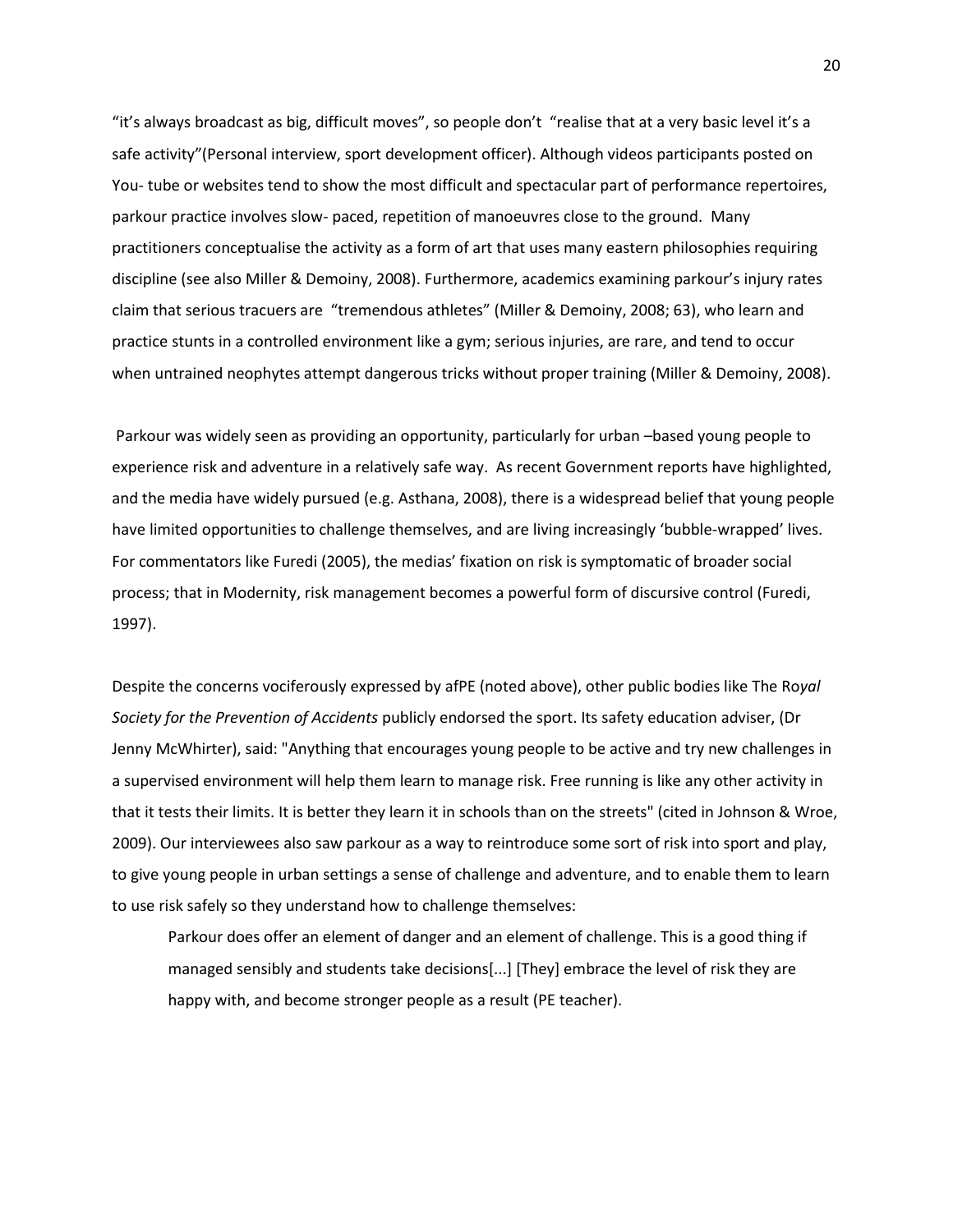"it's always broadcast as big, difficult moves", so people don't "realise that at a very basic level it's a safe activity"(Personal interview, sport development officer). Although videos participants posted on You- tube or websites tend to show the most difficult and spectacular part of performance repertoires, parkour practice involves slow- paced, repetition of manoeuvres close to the ground. Many practitioners conceptualise the activity as a form of art that uses many eastern philosophies requiring discipline (see also Miller & Demoiny, 2008). Furthermore, academics examining parkour's injury rates claim that serious tracuers are "tremendous athletes" (Miller & Demoiny, 2008; 63), who learn and practice stunts in a controlled environment like a gym; serious injuries, are rare, and tend to occur when untrained neophytes attempt dangerous tricks without proper training (Miller & Demoiny, 2008).

Parkour was widely seen as providing an opportunity, particularly for urban –based young people to experience risk and adventure in a relatively safe way. As recent Government reports have highlighted, and the media have widely pursued (e.g. Asthana, 2008), there is a widespread belief that young people have limited opportunities to challenge themselves, and are living increasingly 'bubble-wrapped' lives. For commentators like Furedi (2005), the medias' fixation on risk is symptomatic of broader social process; that in Modernity, risk management becomes a powerful form of discursive control (Furedi, 1997).

Despite the concerns vociferously expressed by afPE (noted above), other public bodies like The Ro*yal Society for the Prevention of Accidents* publicly endorsed the sport. Its safety education adviser, (Dr Jenny McWhirter), said: "Anything that encourages young people to be active and try new challenges in a supervised environment will help them learn to manage risk. Free running is like any other activity in that it tests their limits. It is better they learn it in schools than on the streets" (cited in Johnson & Wroe, 2009). Our interviewees also saw parkour as a way to reintroduce some sort of risk into sport and play, to give young people in urban settings a sense of challenge and adventure, and to enable them to learn to use risk safely so they understand how to challenge themselves:

> Parkour does offer an element of danger and an element of challenge. This is a good thing if managed sensibly and students take decisions[...] [They] embrace the level of risk they are happy with, and become stronger people as a result (PE teacher).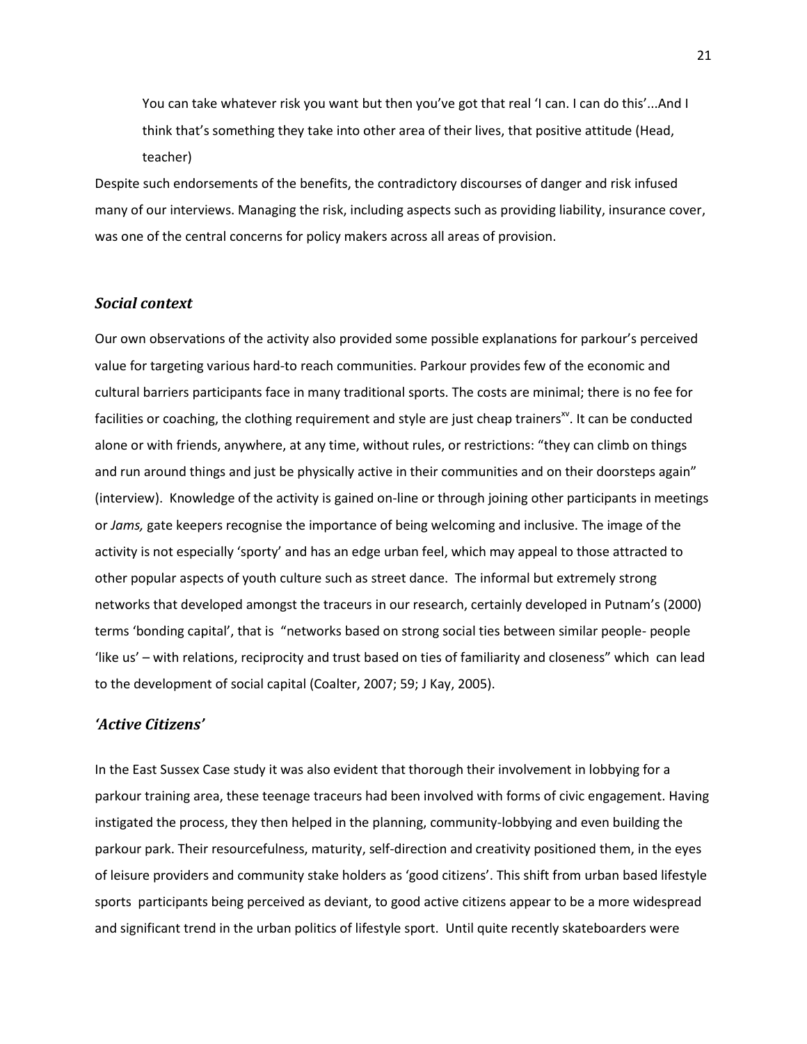> You can take whatever risk you want but then you've got that real 'I can. I can do this'...And I think that's something they take into other area of their lives, that positive attitude (Head, teacher)

Despite such endorsements of the benefits, the contradictory discourses of danger and risk infused many of our interviews. Managing the risk, including aspects such as providing liability, insurance cover, was one of the central concerns for policy makers across all areas of provision.

### *Social context*

Our own observations of the activity also provided some possible explanations for parkour's perceived value for targeting various hard-to reach communities. Parkour provides few of the economic and cultural barriers participants face in many traditional sports. The costs are minimal; there is no fee for facilities or coaching, the clothing requirement and style are just cheap trainers[xv]. It can be conducted alone or with friends, anywhere, at any time, without rules, or restrictions: "they can climb on things and run around things and just be physically active in their communities and on their doorsteps again" (interview). Knowledge of the activity is gained on-line or through joining other participants in meetings or *Jams,* gate keepers recognise the importance of being welcoming and inclusive. The image of the activity is not especially 'sporty' and has an edge urban feel, which may appeal to those attracted to other popular aspects of youth culture such as street dance. The informal but extremely strong networks that developed amongst the traceurs in our research, certainly developed in Putnam's (2000) terms 'bonding capital', that is "networks based on strong social ties between similar people- people 'like us' – with relations, reciprocity and trust based on ties of familiarity and closeness" which can lead to the development of social capital (Coalter, 2007; 59; J Kay, 2005).

### *'Active Citizens'*

In the East Sussex Case study it was also evident that thorough their involvement in lobbying for a parkour training area, these teenage traceurs had been involved with forms of civic engagement. Having instigated the process, they then helped in the planning, community-lobbying and even building the parkour park. Their resourcefulness, maturity, self-direction and creativity positioned them, in the eyes of leisure providers and community stake holders as 'good citizens'. This shift from urban based lifestyle sports participants being perceived as deviant, to good active citizens appear to be a more widespread and significant trend in the urban politics of lifestyle sport. Until quite recently skateboarders were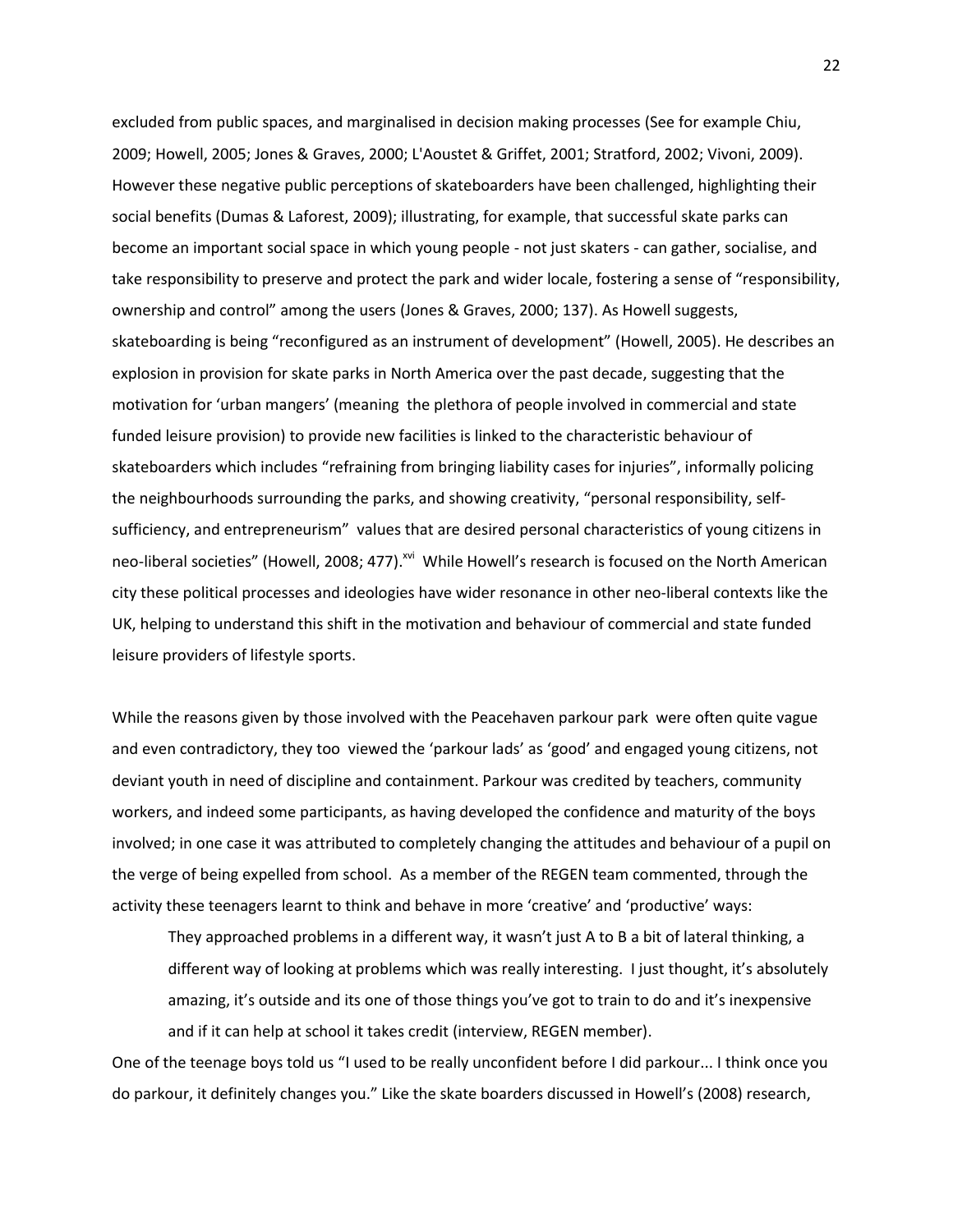excluded from public spaces, and marginalised in decision making processes (See for example Chiu, 2009; Howell, 2005; Jones & Graves, 2000; L'Aoustet & Griffet, 2001; Stratford, 2002; Vivoni, 2009). However these negative public perceptions of skateboarders have been challenged, highlighting their social benefits (Dumas & Laforest, 2009); illustrating, for example, that successful skate parks can become an important social space in which young people - not just skaters - can gather, socialise, and take responsibility to preserve and protect the park and wider locale, fostering a sense of "responsibility, ownership and control" among the users (Jones & Graves, 2000; 137). As Howell suggests, skateboarding is being "reconfigured as an instrument of development" (Howell, 2005). He describes an explosion in provision for skate parks in North America over the past decade, suggesting that the motivation for 'urban mangers' (meaning the plethora of people involved in commercial and state funded leisure provision) to provide new facilities is linked to the characteristic behaviour of skateboarders which includes "refraining from bringing liability cases for injuries", informally policing the neighbourhoods surrounding the parks, and showing creativity, "personal responsibility, self-sufficiency, and entrepreneurism" values that are desired personal characteristics of young citizens in neo-liberal societies" (Howell, 2008; 477).[xvi] While Howell's research is focused on the North American city these political processes and ideologies have wider resonance in other neo-liberal contexts like the UK, helping to understand this shift in the motivation and behaviour of commercial and state funded leisure providers of lifestyle sports.

While the reasons given by those involved with the Peacehaven parkour park were often quite vague and even contradictory, they too viewed the 'parkour lads' as 'good' and engaged young citizens, not deviant youth in need of discipline and containment. Parkour was credited by teachers, community workers, and indeed some participants, as having developed the confidence and maturity of the boys involved; in one case it was attributed to completely changing the attitudes and behaviour of a pupil on the verge of being expelled from school. As a member of the REGEN team commented, through the activity these teenagers learnt to think and behave in more 'creative' and 'productive' ways:

> They approached problems in a different way, it wasn't just A to B a bit of lateral thinking, a different way of looking at problems which was really interesting. I just thought, it's absolutely amazing, it's outside and its one of those things you've got to train to do and it's inexpensive and if it can help at school it takes credit (interview, REGEN member).

One of the teenage boys told us "I used to be really unconfident before I did parkour... I think once you do parkour, it definitely changes you." Like the skate boarders discussed in Howell's (2008) research,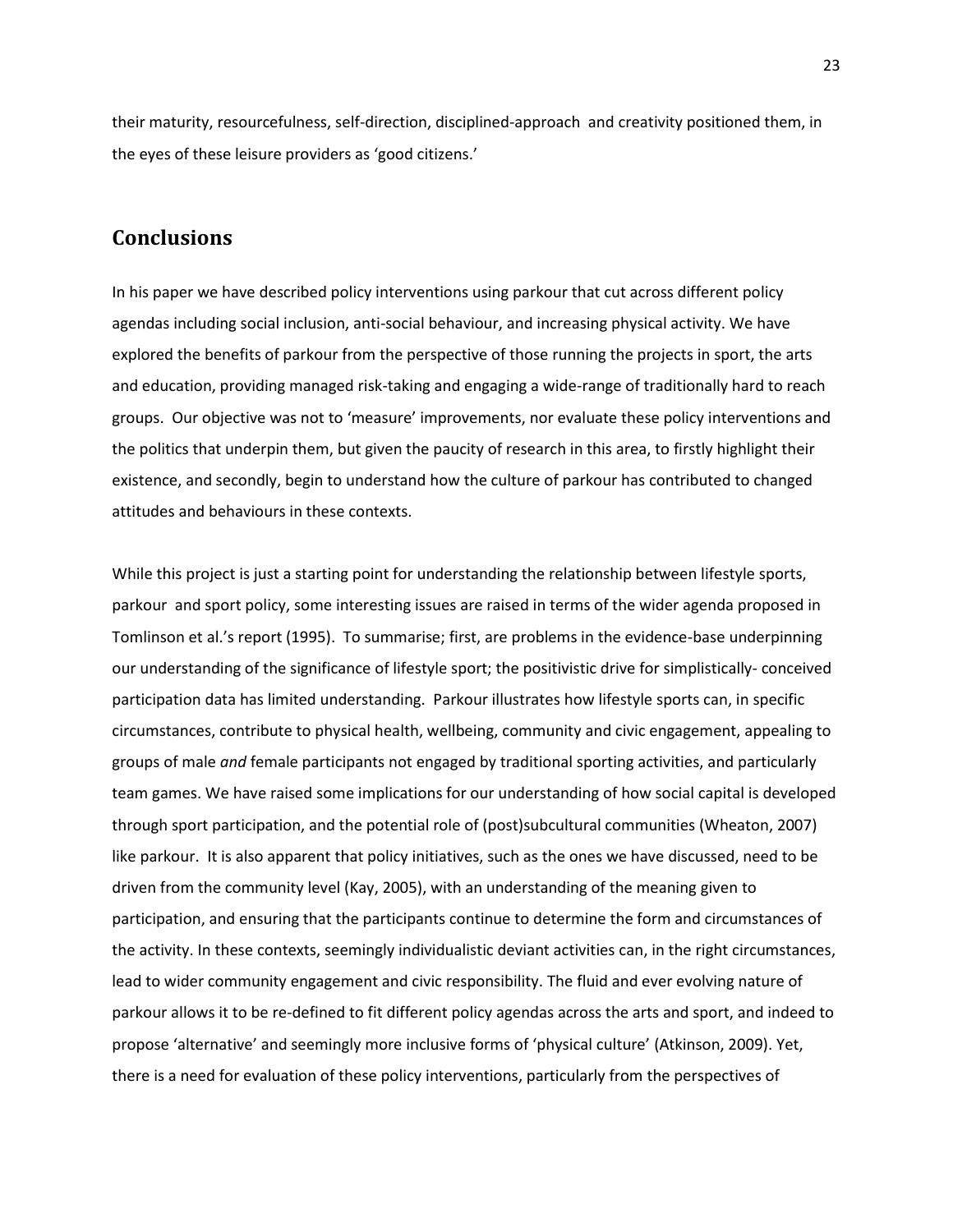their maturity, resourcefulness, self-direction, disciplined-approach and creativity positioned them, in the eyes of these leisure providers as 'good citizens.'

## Conclusions

In his paper we have described policy interventions using parkour that cut across different policy agendas including social inclusion, anti-social behaviour, and increasing physical activity. We have explored the benefits of parkour from the perspective of those running the projects in sport, the arts and education, providing managed risk-taking and engaging a wide-range of traditionally hard to reach groups. Our objective was not to 'measure' improvements, nor evaluate these policy interventions and the politics that underpin them, but given the paucity of research in this area, to firstly highlight their existence, and secondly, begin to understand how the culture of parkour has contributed to changed attitudes and behaviours in these contexts.

While this project is just a starting point for understanding the relationship between lifestyle sports, parkour and sport policy, some interesting issues are raised in terms of the wider agenda proposed in Tomlinson et al.'s report (1995). To summarise; first, are problems in the evidence-base underpinning our understanding of the significance of lifestyle sport; the positivistic drive for simplistically- conceived participation data has limited understanding. Parkour illustrates how lifestyle sports can, in specific circumstances, contribute to physical health, wellbeing, community and civic engagement, appealing to groups of male *and* female participants not engaged by traditional sporting activities, and particularly team games. We have raised some implications for our understanding of how social capital is developed through sport participation, and the potential role of (post)subcultural communities (Wheaton, 2007) like parkour. It is also apparent that policy initiatives, such as the ones we have discussed, need to be driven from the community level (Kay, 2005), with an understanding of the meaning given to participation, and ensuring that the participants continue to determine the form and circumstances of the activity. In these contexts, seemingly individualistic deviant activities can, in the right circumstances, lead to wider community engagement and civic responsibility. The fluid and ever evolving nature of parkour allows it to be re-defined to fit different policy agendas across the arts and sport, and indeed to propose 'alternative' and seemingly more inclusive forms of 'physical culture' (Atkinson, 2009). Yet, there is a need for evaluation of these policy interventions, particularly from the perspectives of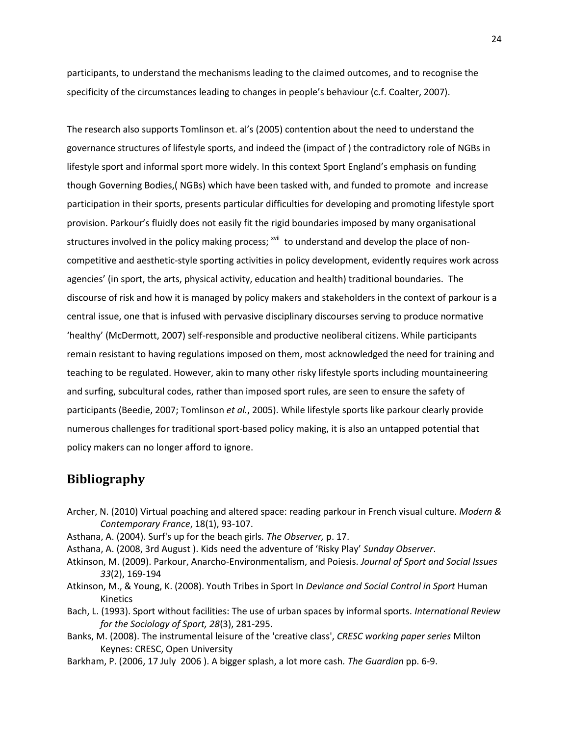participants, to understand the mechanisms leading to the claimed outcomes, and to recognise the specificity of the circumstances leading to changes in people's behaviour (c.f. Coalter, 2007).

The research also supports Tomlinson et. al's (2005) contention about the need to understand the governance structures of lifestyle sports, and indeed the (impact of ) the contradictory role of NGBs in lifestyle sport and informal sport more widely. In this context Sport England's emphasis on funding though Governing Bodies,( NGBs) which have been tasked with, and funded to promote and increase participation in their sports, presents particular difficulties for developing and promoting lifestyle sport provision. Parkour's fluidly does not easily fit the rigid boundaries imposed by many organisational structures involved in the policy making process; [xvii] to understand and develop the place of non-competitive and aesthetic-style sporting activities in policy development, evidently requires work across agencies' (in sport, the arts, physical activity, education and health) traditional boundaries. The discourse of risk and how it is managed by policy makers and stakeholders in the context of parkour is a central issue, one that is infused with pervasive disciplinary discourses serving to produce normative 'healthy' (McDermott, 2007) self-responsible and productive neoliberal citizens. While participants remain resistant to having regulations imposed on them, most acknowledged the need for training and teaching to be regulated. However, akin to many other risky lifestyle sports including mountaineering and surfing, subcultural codes, rather than imposed sport rules, are seen to ensure the safety of participants (Beedie, 2007; Tomlinson *et al.*, 2005). While lifestyle sports like parkour clearly provide numerous challenges for traditional sport-based policy making, it is also an untapped potential that policy makers can no longer afford to ignore.

## Bibliography

Archer, N. (2010) Virtual poaching and altered space: reading parkour in French visual culture. *Modern & Contemporary France*, 18(1), 93-107.

Asthana, A. (2004). Surf's up for the beach girls*. The Observer,* p. 17.

Asthana, A. (2008, 3rd August ). Kids need the adventure of 'Risky Play' *Sunday Observer*.

Atkinson, M. (2009). Parkour, Anarcho-Environmentalism, and Poiesis. *Journal of Sport and Social Issues 33*(2), 169-194

Atkinson, M., & Young, K. (2008). Youth Tribes in Sport In *Deviance and Social Control in Sport* Human Kinetics

Bach, L. (1993). Sport without facilities: The use of urban spaces by informal sports. *International Review for the Sociology of Sport, 28*(3), 281-295.

Banks, M. (2008). The instrumental leisure of the 'creative class', *CRESC working paper series* Milton Keynes: CRESC, Open University

Barkham, P. (2006, 17 July 2006 ). A bigger splash, a lot more cash*. The Guardian* pp. 6-9.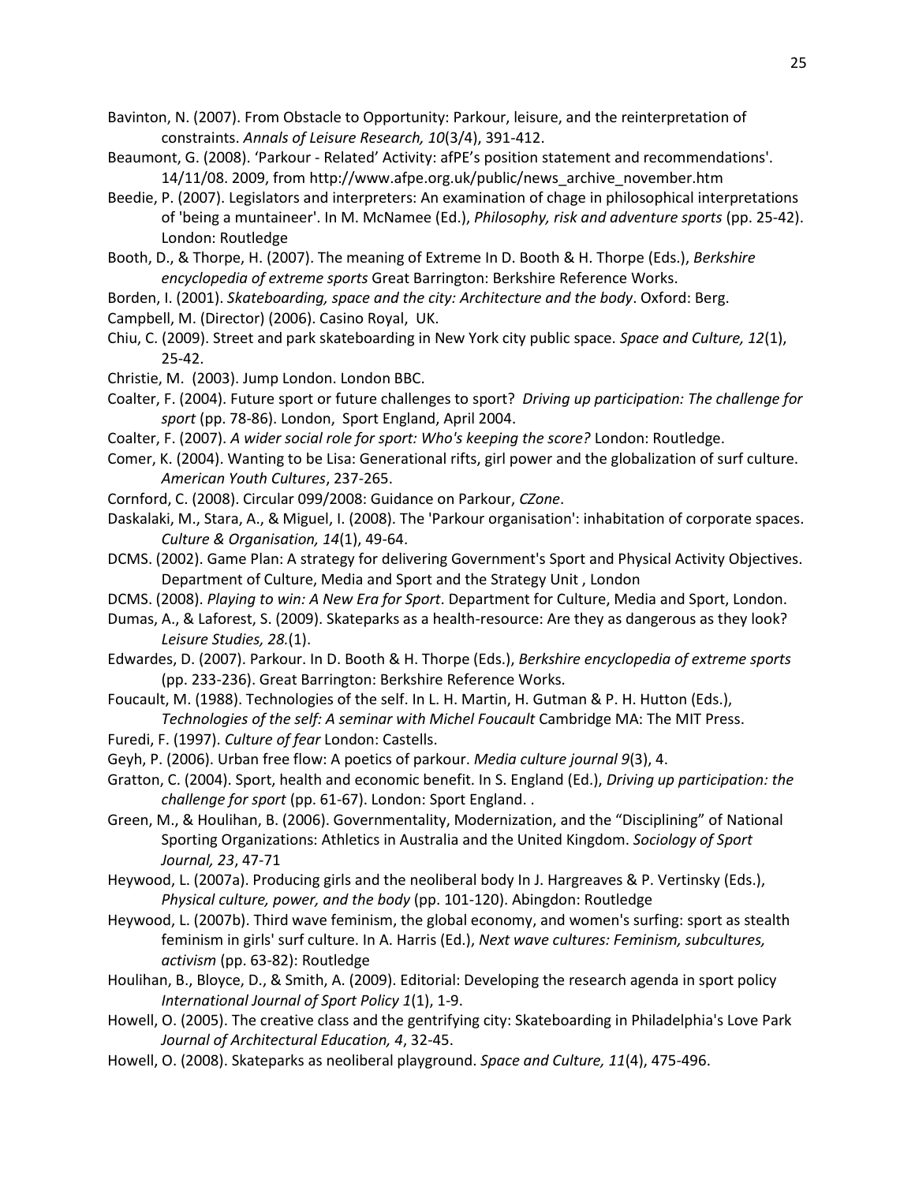Bavinton, N. (2007). From Obstacle to Opportunity: Parkour, leisure, and the reinterpretation of constraints. *Annals of Leisure Research, 10*(3/4), 391-412.

Beaumont, G. (2008). 'Parkour - Related' Activity: afPE's position statement and recommendations'. 14/11/08. 2009, from http://www.afpe.org.uk/public/news_archive_november.htm

Beedie, P. (2007). Legislators and interpreters: An examination of chage in philosophical interpretations of 'being a muntaineer'. In M. McNamee (Ed.), *Philosophy, risk and adventure sports* (pp. 25-42). London: Routledge

Booth, D., & Thorpe, H. (2007). The meaning of Extreme In D. Booth & H. Thorpe (Eds.), *Berkshire encyclopedia of extreme sports* Great Barrington: Berkshire Reference Works.

Borden, I. (2001). *Skateboarding, space and the city: Architecture and the body*. Oxford: Berg.

Campbell, M. (Director) (2006). Casino Royal, UK.

Chiu, C. (2009). Street and park skateboarding in New York city public space. *Space and Culture, 12*(1), 25-42.

Christie, M. (2003). Jump London. London BBC.

Coalter, F. (2004). Future sport or future challenges to sport? *Driving up participation: The challenge for sport* (pp. 78-86). London, Sport England, April 2004.

Coalter, F. (2007). *A wider social role for sport: Who's keeping the score?* London: Routledge.

Comer, K. (2004). Wanting to be Lisa: Generational rifts, girl power and the globalization of surf culture. *American Youth Cultures*, 237-265.

Cornford, C. (2008). Circular 099/2008: Guidance on Parkour, *CZone*.

Daskalaki, M., Stara, A., & Miguel, I. (2008). The 'Parkour organisation': inhabitation of corporate spaces. *Culture & Organisation, 14*(1), 49-64.

DCMS. (2002). Game Plan: A strategy for delivering Government's Sport and Physical Activity Objectives. Department of Culture, Media and Sport and the Strategy Unit , London

DCMS. (2008). *Playing to win: A New Era for Sport*. Department for Culture, Media and Sport, London.

Dumas, A., & Laforest, S. (2009). Skateparks as a health-resource: Are they as dangerous as they look? *Leisure Studies, 28.*(1).

Edwardes, D. (2007). Parkour. In D. Booth & H. Thorpe (Eds.), *Berkshire encyclopedia of extreme sports* (pp. 233-236). Great Barrington: Berkshire Reference Works.

Foucault, M. (1988). Technologies of the self. In L. H. Martin, H. Gutman & P. H. Hutton (Eds.), *Technologies of the self: A seminar with Michel Foucault* Cambridge MA: The MIT Press.

Furedi, F. (1997). *Culture of fear* London: Castells.

Geyh, P. (2006). Urban free flow: A poetics of parkour. *Media culture journal 9*(3), 4.

Gratton, C. (2004). Sport, health and economic benefit. In S. England (Ed.), *Driving up participation: the challenge for sport* (pp. 61-67). London: Sport England. .

Green, M., & Houlihan, B. (2006). Governmentality, Modernization, and the "Disciplining" of National Sporting Organizations: Athletics in Australia and the United Kingdom. *Sociology of Sport Journal, 23*, 47-71

Heywood, L. (2007a). Producing girls and the neoliberal body In J. Hargreaves & P. Vertinsky (Eds.), *Physical culture, power, and the body* (pp. 101-120). Abingdon: Routledge

Heywood, L. (2007b). Third wave feminism, the global economy, and women's surfing: sport as stealth feminism in girls' surf culture. In A. Harris (Ed.), *Next wave cultures: Feminism, subcultures, activism* (pp. 63-82): Routledge

Houlihan, B., Bloyce, D., & Smith, A. (2009). Editorial: Developing the research agenda in sport policy *International Journal of Sport Policy 1*(1), 1-9.

Howell, O. (2005). The creative class and the gentrifying city: Skateboarding in Philadelphia's Love Park *Journal of Architectural Education, 4*, 32-45.

Howell, O. (2008). Skateparks as neoliberal playground. *Space and Culture, 11*(4), 475-496.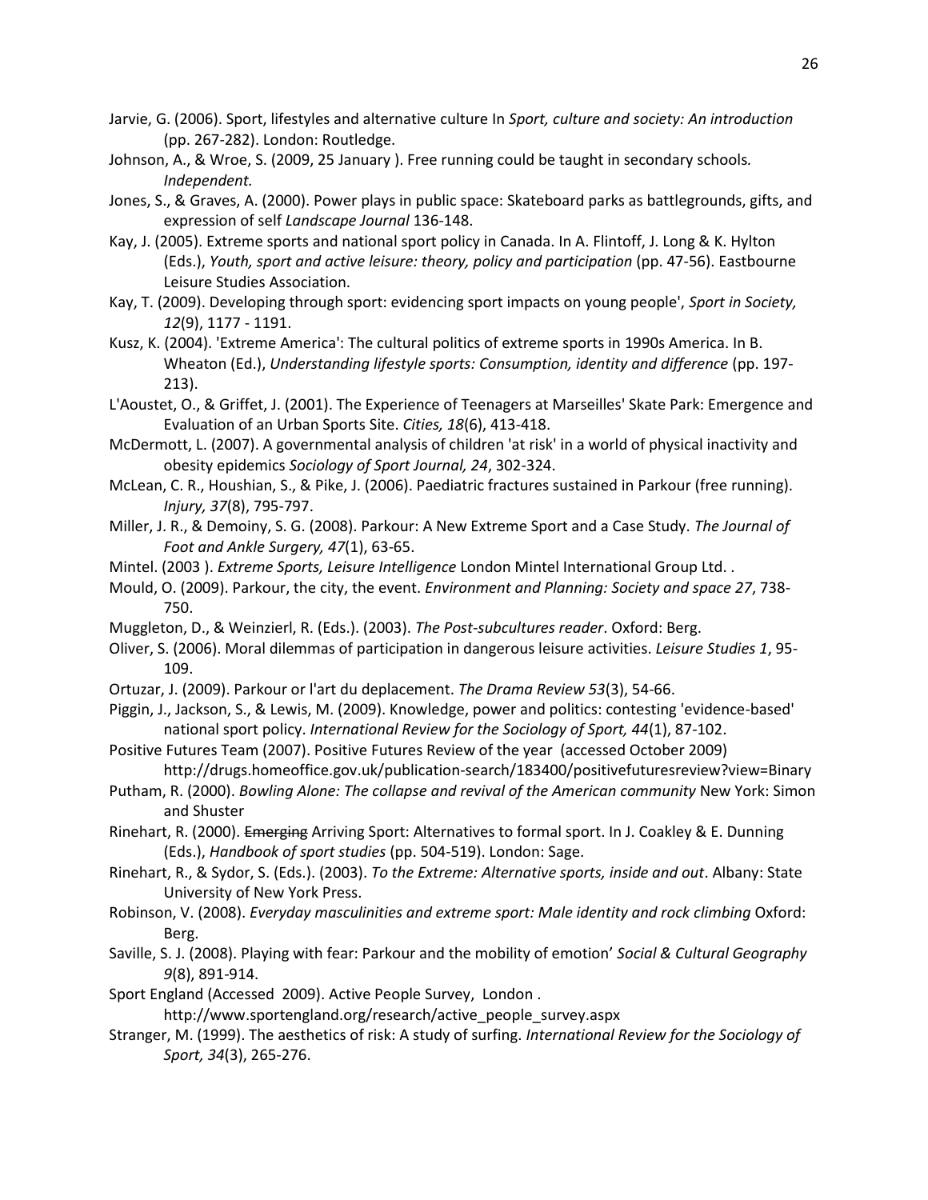Jarvie, G. (2006). Sport, lifestyles and alternative culture In *Sport, culture and society: An introduction* (pp. 267-282). London: Routledge.

Johnson, A., & Wroe, S. (2009, 25 January ). Free running could be taught in secondary schools*. Independent.*

Jones, S., & Graves, A. (2000). Power plays in public space: Skateboard parks as battlegrounds, gifts, and expression of self *Landscape Journal* 136-148.

Kay, J. (2005). Extreme sports and national sport policy in Canada. In A. Flintoff, J. Long & K. Hylton (Eds.), *Youth, sport and active leisure: theory, policy and participation* (pp. 47-56). Eastbourne Leisure Studies Association.

Kay, T. (2009). Developing through sport: evidencing sport impacts on young people', *Sport in Society, 12*(9), 1177 - 1191.

Kusz, K. (2004). 'Extreme America': The cultural politics of extreme sports in 1990s America. In B. Wheaton (Ed.), *Understanding lifestyle sports: Consumption, identity and difference* (pp. 197-213).

L'Aoustet, O., & Griffet, J. (2001). The Experience of Teenagers at Marseilles' Skate Park: Emergence and Evaluation of an Urban Sports Site. *Cities, 18*(6), 413-418.

McDermott, L. (2007). A governmental analysis of children 'at risk' in a world of physical inactivity and obesity epidemics *Sociology of Sport Journal, 24*, 302-324.

McLean, C. R., Houshian, S., & Pike, J. (2006). Paediatric fractures sustained in Parkour (free running). *Injury, 37*(8), 795-797.

Miller, J. R., & Demoiny, S. G. (2008). Parkour: A New Extreme Sport and a Case Study. *The Journal of Foot and Ankle Surgery, 47*(1), 63-65.

Mintel. (2003 ). *Extreme Sports, Leisure Intelligence* London Mintel International Group Ltd. .

Mould, O. (2009). Parkour, the city, the event. *Environment and Planning: Society and space 27*, 738-750.

Muggleton, D., & Weinzierl, R. (Eds.). (2003). *The Post-subcultures reader*. Oxford: Berg.

Oliver, S. (2006). Moral dilemmas of participation in dangerous leisure activities. *Leisure Studies 1*, 95-109.

Ortuzar, J. (2009). Parkour or l'art du deplacement. *The Drama Review 53*(3), 54-66.

Piggin, J., Jackson, S., & Lewis, M. (2009). Knowledge, power and politics: contesting 'evidence-based' national sport policy. *International Review for the Sociology of Sport, 44*(1), 87-102.

Positive Futures Team (2007). Positive Futures Review of the year (accessed October 2009) http://drugs.homeoffice.gov.uk/publication-search/183400/positivefuturesreview?view=Binary

Putham, R. (2000). *Bowling Alone: The collapse and revival of the American community* New York: Simon and Shuster

Rinehart, R. (2000). ~~Emerging~~ Arriving Sport: Alternatives to formal sport. In J. Coakley & E. Dunning (Eds.), *Handbook of sport studies* (pp. 504-519). London: Sage.

Rinehart, R., & Sydor, S. (Eds.). (2003). *To the Extreme: Alternative sports, inside and out*. Albany: State University of New York Press.

Robinson, V. (2008). *Everyday masculinities and extreme sport: Male identity and rock climbing* Oxford: Berg.

Saville, S. J. (2008). Playing with fear: Parkour and the mobility of emotion' *Social & Cultural Geography 9*(8), 891-914.

Sport England (Accessed 2009). Active People Survey, London . http://www.sportengland.org/research/active_people_survey.aspx

Stranger, M. (1999). The aesthetics of risk: A study of surfing. *International Review for the Sociology of Sport, 34*(3), 265-276.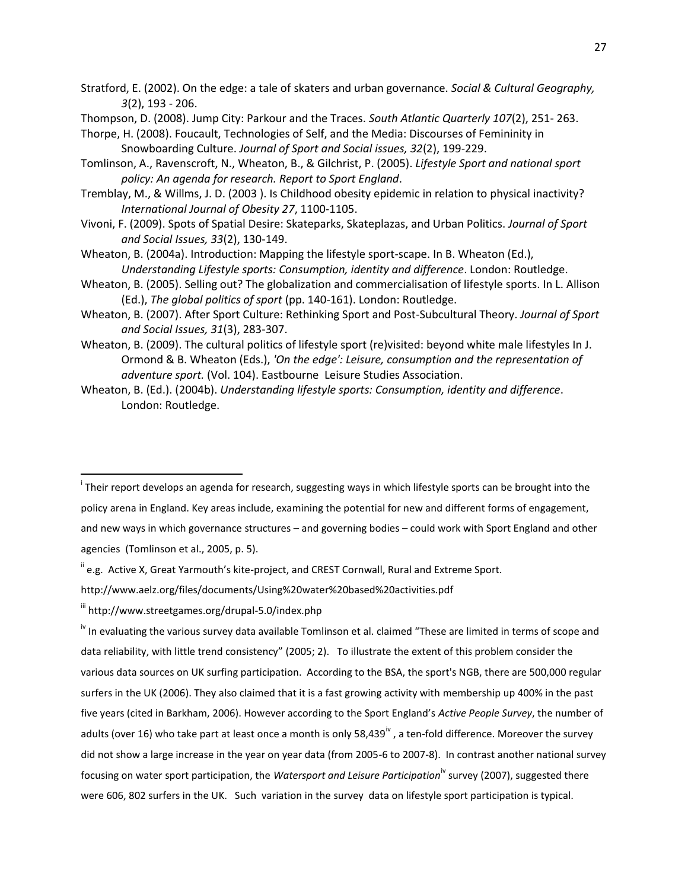Stratford, E. (2002). On the edge: a tale of skaters and urban governance. *Social & Cultural Geography, 3*(2), 193 - 206.

Thompson, D. (2008). Jump City: Parkour and the Traces. *South Atlantic Quarterly 107*(2), 251- 263.

Thorpe, H. (2008). Foucault, Technologies of Self, and the Media: Discourses of Femininity in Snowboarding Culture. *Journal of Sport and Social issues, 32*(2), 199-229.

Tomlinson, A., Ravenscroft, N., Wheaton, B., & Gilchrist, P. (2005). *Lifestyle Sport and national sport policy: An agenda for research. Report to Sport England*.

Tremblay, M., & Willms, J. D. (2003 ). Is Childhood obesity epidemic in relation to physical inactivity? *International Journal of Obesity 27*, 1100-1105.

Vivoni, F. (2009). Spots of Spatial Desire: Skateparks, Skateplazas, and Urban Politics. *Journal of Sport and Social Issues, 33*(2), 130-149.

Wheaton, B. (2004a). Introduction: Mapping the lifestyle sport-scape. In B. Wheaton (Ed.), *Understanding Lifestyle sports: Consumption, identity and difference*. London: Routledge.

Wheaton, B. (2005). Selling out? The globalization and commercialisation of lifestyle sports. In L. Allison (Ed.), *The global politics of sport* (pp. 140-161). London: Routledge.

Wheaton, B. (2007). After Sport Culture: Rethinking Sport and Post-Subcultural Theory. *Journal of Sport and Social Issues, 31*(3), 283-307.

Wheaton, B. (2009). The cultural politics of lifestyle sport (re)visited: beyond white male lifestyles In J. Ormond & B. Wheaton (Eds.), *'On the edge': Leisure, consumption and the representation of adventure sport.* (Vol. 104). Eastbourne Leisure Studies Association.

Wheaton, B. (Ed.). (2004b). *Understanding lifestyle sports: Consumption, identity and difference*. London: Routledge.

---

[i] Their report develops an agenda for research, suggesting ways in which lifestyle sports can be brought into the policy arena in England. Key areas include, examining the potential for new and different forms of engagement, and new ways in which governance structures – and governing bodies – could work with Sport England and other agencies (Tomlinson et al., 2005, p. 5).

[ii] e.g. Active X, Great Yarmouth's kite-project, and CREST Cornwall, Rural and Extreme Sport. http://www.aelz.org/files/documents/Using%20water%20based%20activities.pdf

[iii] http://www.streetgames.org/drupal-5.0/index.php

[iv] In evaluating the various survey data available Tomlinson et al. claimed "These are limited in terms of scope and data reliability, with little trend consistency" (2005; 2). To illustrate the extent of this problem consider the various data sources on UK surfing participation. According to the BSA, the sport's NGB, there are 500,000 regular surfers in the UK (2006). They also claimed that it is a fast growing activity with membership up 400% in the past five years (cited in Barkham, 2006). However according to the Sport England's *Active People Survey*, the number of adults (over 16) who take part at least once a month is only 58,439[iv] , a ten-fold difference. Moreover the survey did not show a large increase in the year on year data (from 2005-6 to 2007-8). In contrast another national survey focusing on water sport participation, the *Watersport and Leisure Participation*[iv] survey (2007), suggested there were 606, 802 surfers in the UK. Such variation in the survey data on lifestyle sport participation is typical.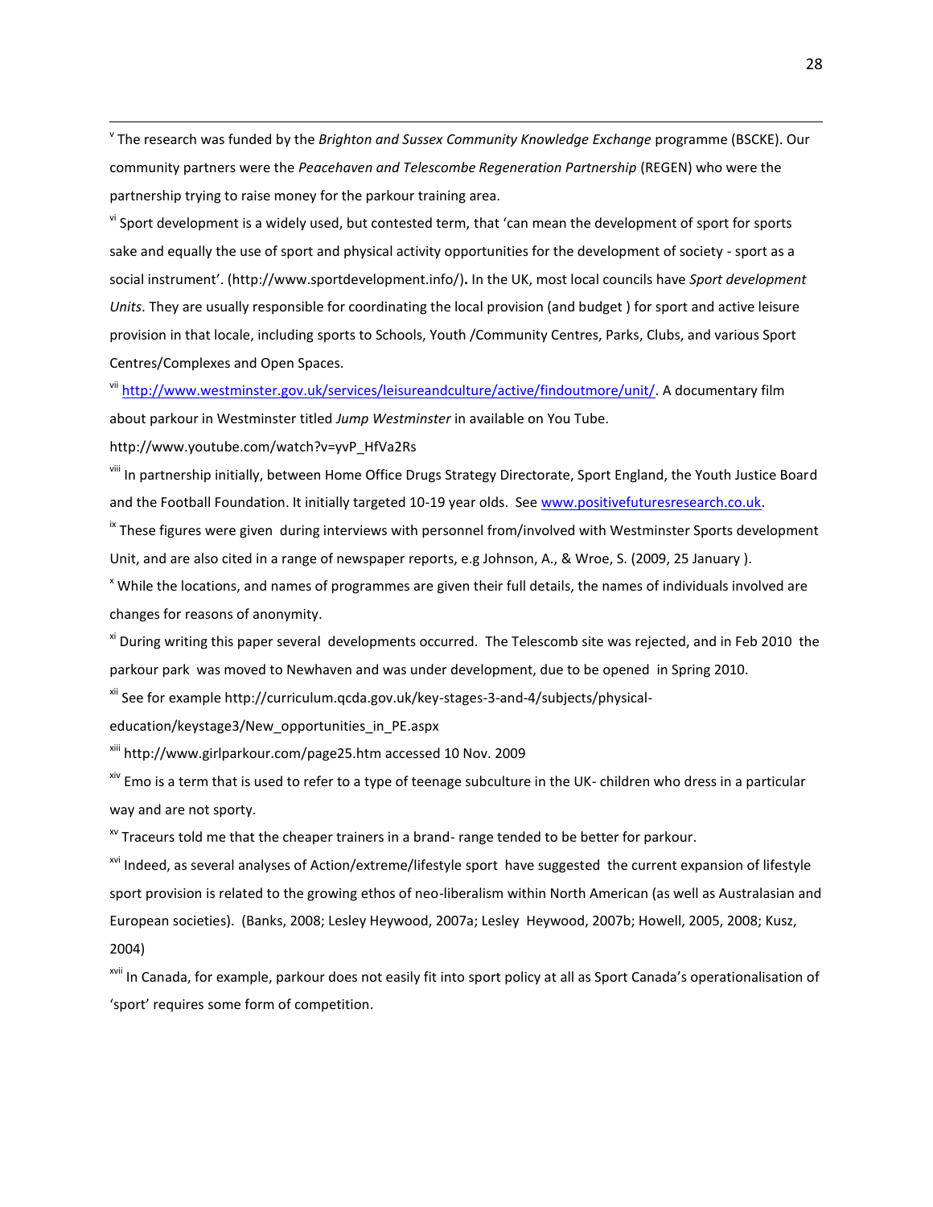[v] The research was funded by the *Brighton and Sussex Community Knowledge Exchange* programme (BSCKE). Our community partners were the *Peacehaven and Telescombe Regeneration Partnership* (REGEN) who were the partnership trying to raise money for the parkour training area.

[vi] Sport development is a widely used, but contested term, that 'can mean the development of sport for sports sake and equally the use of sport and physical activity opportunities for the development of society - sport as a social instrument'. (http://www.sportdevelopment.info/)**.** In the UK, most local councils have *Sport development Units*. They are usually responsible for coordinating the local provision (and budget ) for sport and active leisure provision in that locale, including sports to Schools, Youth /Community Centres, Parks, Clubs, and various Sport Centres/Complexes and Open Spaces.

[vii] http://www.westminster.gov.uk/services/leisureandculture/active/findoutmore/unit/. A documentary film about parkour in Westminster titled *Jump Westminster* in available on You Tube. http://www.youtube.com/watch?v=yvP_HfVa2Rs

[viii] In partnership initially, between Home Office Drugs Strategy Directorate, Sport England, the Youth Justice Board and the Football Foundation. It initially targeted 10-19 year olds. See www.positivefuturesresearch.co.uk.

[ix] These figures were given during interviews with personnel from/involved with Westminster Sports development Unit, and are also cited in a range of newspaper reports, e.g Johnson, A., & Wroe, S. (2009, 25 January ).

[x] While the locations, and names of programmes are given their full details, the names of individuals involved are changes for reasons of anonymity.

[xi] During writing this paper several developments occurred. The Telescomb site was rejected, and in Feb 2010 the parkour park was moved to Newhaven and was under development, due to be opened in Spring 2010.

[xii] See for example http://curriculum.qcda.gov.uk/key-stages-3-and-4/subjects/physical-education/keystage3/New_opportunities_in_PE.aspx

[xiii] http://www.girlparkour.com/page25.htm accessed 10 Nov. 2009

[xiv] Emo is a term that is used to refer to a type of teenage subculture in the UK- children who dress in a particular way and are not sporty.

[xv] Traceurs told me that the cheaper trainers in a brand- range tended to be better for parkour.

[xvi] Indeed, as several analyses of Action/extreme/lifestyle sport have suggested the current expansion of lifestyle sport provision is related to the growing ethos of neo-liberalism within North American (as well as Australasian and European societies). (Banks, 2008; Lesley Heywood, 2007a; Lesley Heywood, 2007b; Howell, 2005, 2008; Kusz, 2004)

[xvii] In Canada, for example, parkour does not easily fit into sport policy at all as Sport Canada's operationalisation of 'sport' requires some form of competition.